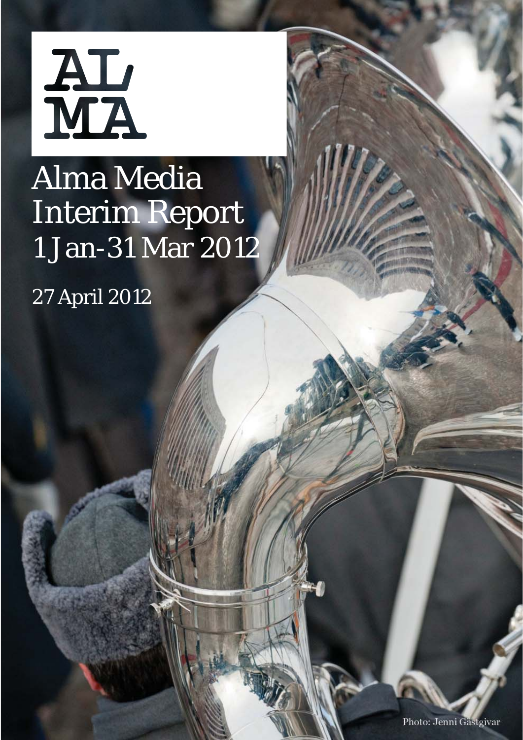AL
MA

# Alma Media Interim Report 1 Jan–31 Mar 2012

27 April 2012

Photo: Jenni Gästgivar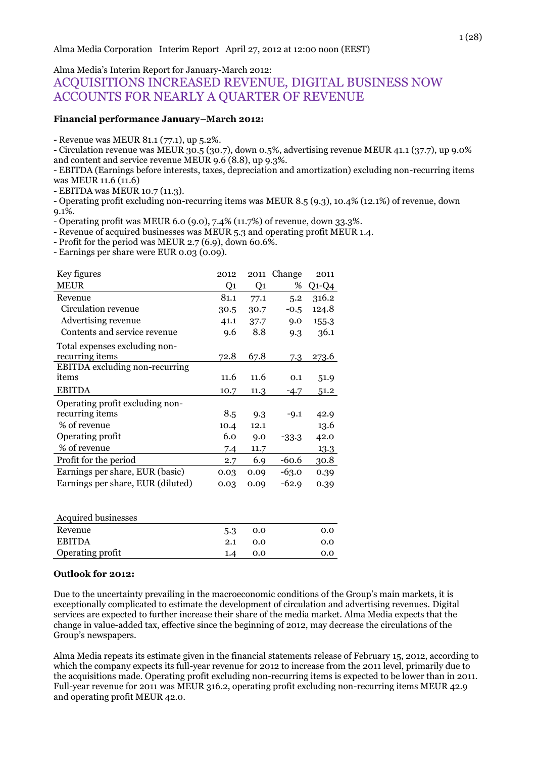Alma Media Corporation Interim Report April 27, 2012 at 12:00 noon (EEST)

Alma Media's Interim Report for January-March 2012:

# ACQUISITIONS INCREASED REVENUE, DIGITAL BUSINESS NOW ACCOUNTS FOR NEARLY A QUARTER OF REVENUE

**Financial performance January–March 2012:**

- Revenue was MEUR 81.1 (77.1), up 5.2%.
- Circulation revenue was MEUR 30.5 (30.7), down 0.5%, advertising revenue MEUR 41.1 (37.7), up 9.0% and content and service revenue MEUR 9.6 (8.8), up 9.3%.
- EBITDA (Earnings before interests, taxes, depreciation and amortization) excluding non-recurring items was MEUR 11.6 (11.6)
- EBITDA was MEUR 10.7 (11.3).
- Operating profit excluding non-recurring items was MEUR 8.5 (9.3), 10.4% (12.1%) of revenue, down 9.1%.
- Operating profit was MEUR 6.0 (9.0), 7.4% (11.7%) of revenue, down 33.3%.
- Revenue of acquired businesses was MEUR 5.3 and operating profit MEUR 1.4.
- Profit for the period was MEUR 2.7 (6.9), down 60.6%.
- Earnings per share were EUR 0.03 (0.09).

| Key figures | 2012 | 2011 | Change | 2011 |
|---|---|---|---|---|
| MEUR | Q1 | Q1 | % | Q1-Q4 |
| Revenue | 81.1 | 77.1 | 5.2 | 316.2 |
| Circulation revenue | 30.5 | 30.7 | -0.5 | 124.8 |
| Advertising revenue | 41.1 | 37.7 | 9.0 | 155.3 |
| Contents and service revenue | 9.6 | 8.8 | 9.3 | 36.1 |
| Total expenses excluding non-recurring items | 72.8 | 67.8 | 7.3 | 273.6 |
| EBITDA excluding non-recurring items | 11.6 | 11.6 | 0.1 | 51.9 |
| EBITDA | 10.7 | 11.3 | -4.7 | 51.2 |
| Operating profit excluding non-recurring items | 8.5 | 9.3 | -9.1 | 42.9 |
| % of revenue | 10.4 | 12.1 | | 13.6 |
| Operating profit | 6.0 | 9.0 | -33.3 | 42.0 |
| % of revenue | 7.4 | 11.7 | | 13.3 |
| Profit for the period | 2.7 | 6.9 | -60.6 | 30.8 |
| Earnings per share, EUR (basic) | 0.03 | 0.09 | -63.0 | 0.39 |
| Earnings per share, EUR (diluted) | 0.03 | 0.09 | -62.9 | 0.39 |

| Acquired businesses | | | | |
|---|---|---|---|---|
| Revenue | 5.3 | 0.0 | | 0.0 |
| EBITDA | 2.1 | 0.0 | | 0.0 |
| Operating profit | 1.4 | 0.0 | | 0.0 |

**Outlook for 2012:**

Due to the uncertainty prevailing in the macroeconomic conditions of the Group's main markets, it is exceptionally complicated to estimate the development of circulation and advertising revenues. Digital services are expected to further increase their share of the media market. Alma Media expects that the change in value-added tax, effective since the beginning of 2012, may decrease the circulations of the Group's newspapers.

Alma Media repeats its estimate given in the financial statements release of February 15, 2012, according to which the company expects its full-year revenue for 2012 to increase from the 2011 level, primarily due to the acquisitions made. Operating profit excluding non-recurring items is expected to be lower than in 2011. Full-year revenue for 2011 was MEUR 316.2, operating profit excluding non-recurring items MEUR 42.9 and operating profit MEUR 42.0.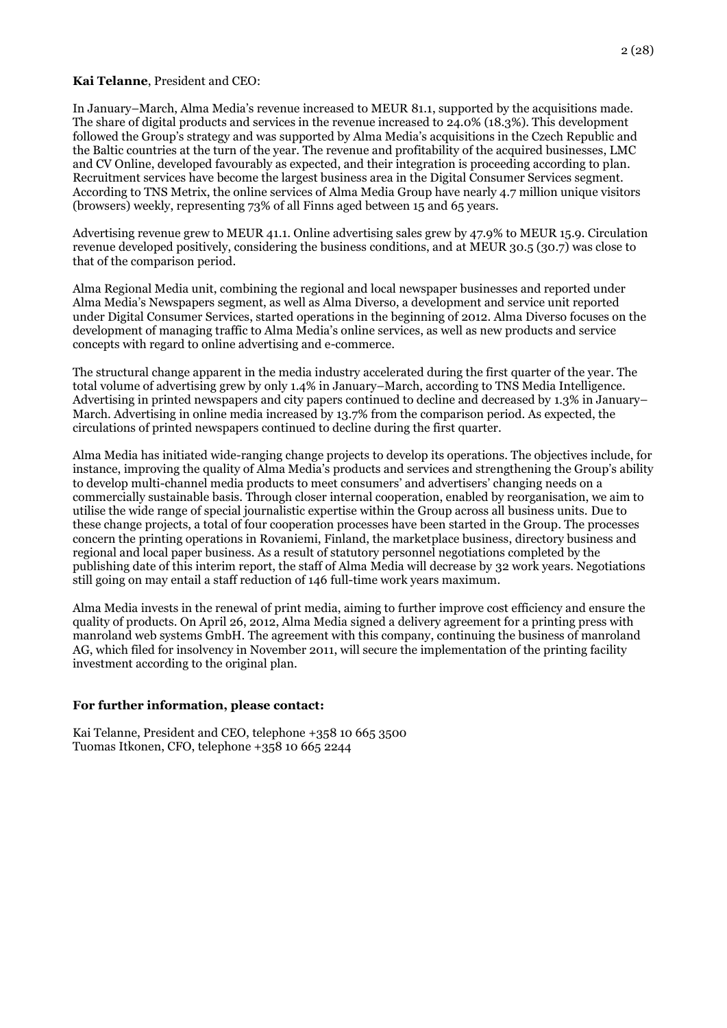**Kai Telanne**, President and CEO:

In January–March, Alma Media's revenue increased to MEUR 81.1, supported by the acquisitions made. The share of digital products and services in the revenue increased to 24.0% (18.3%). This development followed the Group's strategy and was supported by Alma Media's acquisitions in the Czech Republic and the Baltic countries at the turn of the year. The revenue and profitability of the acquired businesses, LMC and CV Online, developed favourably as expected, and their integration is proceeding according to plan. Recruitment services have become the largest business area in the Digital Consumer Services segment. According to TNS Metrix, the online services of Alma Media Group have nearly 4.7 million unique visitors (browsers) weekly, representing 73% of all Finns aged between 15 and 65 years.

Advertising revenue grew to MEUR 41.1. Online advertising sales grew by 47.9% to MEUR 15.9. Circulation revenue developed positively, considering the business conditions, and at MEUR 30.5 (30.7) was close to that of the comparison period.

Alma Regional Media unit, combining the regional and local newspaper businesses and reported under Alma Media's Newspapers segment, as well as Alma Diverso, a development and service unit reported under Digital Consumer Services, started operations in the beginning of 2012. Alma Diverso focuses on the development of managing traffic to Alma Media's online services, as well as new products and service concepts with regard to online advertising and e-commerce.

The structural change apparent in the media industry accelerated during the first quarter of the year. The total volume of advertising grew by only 1.4% in January–March, according to TNS Media Intelligence. Advertising in printed newspapers and city papers continued to decline and decreased by 1.3% in January–March. Advertising in online media increased by 13.7% from the comparison period. As expected, the circulations of printed newspapers continued to decline during the first quarter.

Alma Media has initiated wide-ranging change projects to develop its operations. The objectives include, for instance, improving the quality of Alma Media's products and services and strengthening the Group's ability to develop multi-channel media products to meet consumers' and advertisers' changing needs on a commercially sustainable basis. Through closer internal cooperation, enabled by reorganisation, we aim to utilise the wide range of special journalistic expertise within the Group across all business units. Due to these change projects, a total of four cooperation processes have been started in the Group. The processes concern the printing operations in Rovaniemi, Finland, the marketplace business, directory business and regional and local paper business. As a result of statutory personnel negotiations completed by the publishing date of this interim report, the staff of Alma Media will decrease by 32 work years. Negotiations still going on may entail a staff reduction of 146 full-time work years maximum.

Alma Media invests in the renewal of print media, aiming to further improve cost efficiency and ensure the quality of products. On April 26, 2012, Alma Media signed a delivery agreement for a printing press with manroland web systems GmbH. The agreement with this company, continuing the business of manroland AG, which filed for insolvency in November 2011, will secure the implementation of the printing facility investment according to the original plan.

**For further information, please contact:**

Kai Telanne, President and CEO, telephone +358 10 665 3500
Tuomas Itkonen, CFO, telephone +358 10 665 2244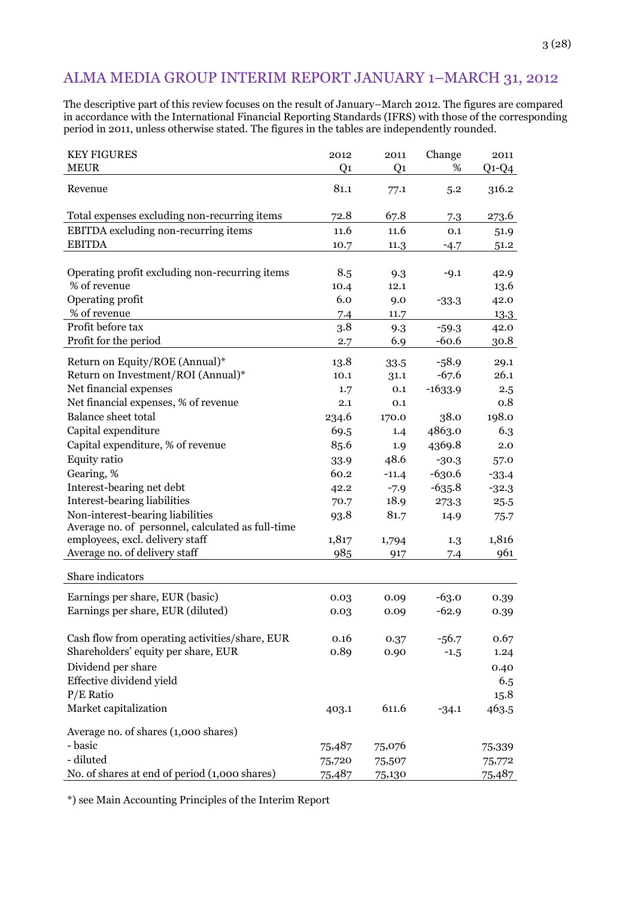# ALMA MEDIA GROUP INTERIM REPORT JANUARY 1–MARCH 31, 2012

The descriptive part of this review focuses on the result of January–March 2012. The figures are compared in accordance with the International Financial Reporting Standards (IFRS) with those of the corresponding period in 2011, unless otherwise stated. The figures in the tables are independently rounded.

| KEY FIGURES<br>MEUR | 2012<br>Q1 | 2011<br>Q1 | Change<br>% | 2011<br>Q1-Q4 |
|---|---|---|---|---|
| Revenue | 81.1 | 77.1 | 5.2 | 316.2 |
| Total expenses excluding non-recurring items | 72.8 | 67.8 | 7.3 | 273.6 |
| EBITDA excluding non-recurring items | 11.6 | 11.6 | 0.1 | 51.9 |
| EBITDA | 10.7 | 11.3 | -4.7 | 51.2 |
| Operating profit excluding non-recurring items | 8.5 | 9.3 | -9.1 | 42.9 |
| % of revenue | 10.4 | 12.1 | | 13.6 |
| Operating profit | 6.0 | 9.0 | -33.3 | 42.0 |
| % of revenue | 7.4 | 11.7 | | 13.3 |
| Profit before tax | 3.8 | 9.3 | -59.3 | 42.0 |
| Profit for the period | 2.7 | 6.9 | -60.6 | 30.8 |
| Return on Equity/ROE (Annual)* | 13.8 | 33.5 | -58.9 | 29.1 |
| Return on Investment/ROI (Annual)* | 10.1 | 31.1 | -67.6 | 26.1 |
| Net financial expenses | 1.7 | 0.1 | -1633.9 | 2.5 |
| Net financial expenses, % of revenue | 2.1 | 0.1 | | 0.8 |
| Balance sheet total | 234.6 | 170.0 | 38.0 | 198.0 |
| Capital expenditure | 69.5 | 1.4 | 4863.0 | 6.3 |
| Capital expenditure, % of revenue | 85.6 | 1.9 | 4369.8 | 2.0 |
| Equity ratio | 33.9 | 48.6 | -30.3 | 57.0 |
| Gearing, % | 60.2 | -11.4 | -630.6 | -33.4 |
| Interest-bearing net debt | 42.2 | -7.9 | -635.8 | -32.3 |
| Interest-bearing liabilities | 70.7 | 18.9 | 273.3 | 25.5 |
| Non-interest-bearing liabilities | 93.8 | 81.7 | 14.9 | 75.7 |
| Average no. of personnel, calculated as full-time employees, excl. delivery staff | 1,817 | 1,794 | 1.3 | 1,816 |
| Average no. of delivery staff | 985 | 917 | 7.4 | 961 |
| **Share indicators** | | | | |
| Earnings per share, EUR (basic) | 0.03 | 0.09 | -63.0 | 0.39 |
| Earnings per share, EUR (diluted) | 0.03 | 0.09 | -62.9 | 0.39 |
| Cash flow from operating activities/share, EUR | 0.16 | 0.37 | -56.7 | 0.67 |
| Shareholders' equity per share, EUR | 0.89 | 0.90 | -1.5 | 1.24 |
| Dividend per share | | | | 0.40 |
| Effective dividend yield | | | | 6.5 |
| P/E Ratio | | | | 15.8 |
| Market capitalization | 403.1 | 611.6 | -34.1 | 463.5 |
| Average no. of shares (1,000 shares) | | | | |
| - basic | 75,487 | 75,076 | | 75,339 |
| - diluted | 75,720 | 75,507 | | 75,772 |
| No. of shares at end of period (1,000 shares) | 75,487 | 75,130 | | 75,487 |

*) see Main Accounting Principles of the Interim Report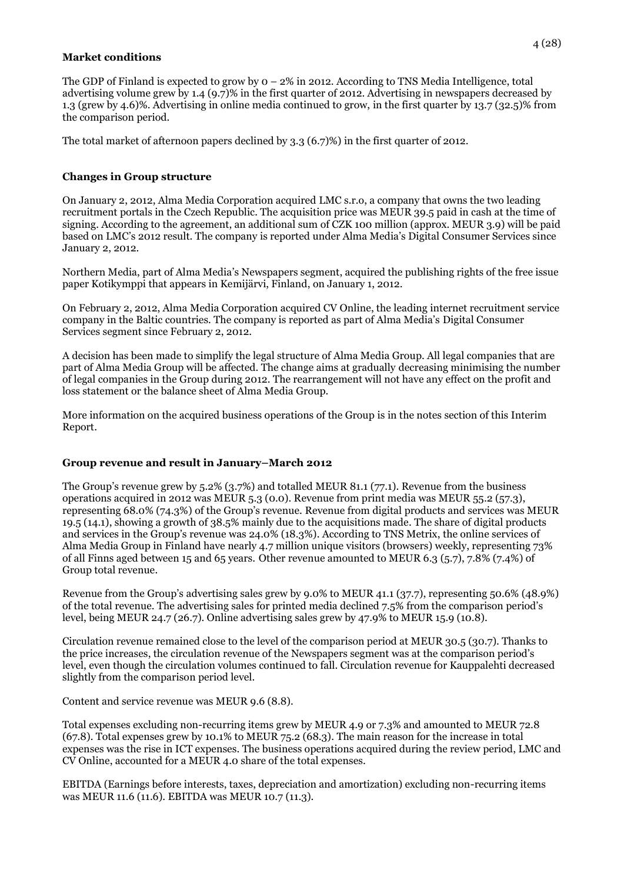## Market conditions

The GDP of Finland is expected to grow by 0 – 2% in 2012. According to TNS Media Intelligence, total advertising volume grew by 1.4 (9.7)% in the first quarter of 2012. Advertising in newspapers decreased by 1.3 (grew by 4.6)%. Advertising in online media continued to grow, in the first quarter by 13.7 (32.5)% from the comparison period.

The total market of afternoon papers declined by 3.3 (6.7)%) in the first quarter of 2012.

## Changes in Group structure

On January 2, 2012, Alma Media Corporation acquired LMC s.r.o, a company that owns the two leading recruitment portals in the Czech Republic. The acquisition price was MEUR 39.5 paid in cash at the time of signing. According to the agreement, an additional sum of CZK 100 million (approx. MEUR 3.9) will be paid based on LMC's 2012 result. The company is reported under Alma Media's Digital Consumer Services since January 2, 2012.

Northern Media, part of Alma Media's Newspapers segment, acquired the publishing rights of the free issue paper Kotikymppi that appears in Kemijärvi, Finland, on January 1, 2012.

On February 2, 2012, Alma Media Corporation acquired CV Online, the leading internet recruitment service company in the Baltic countries. The company is reported as part of Alma Media's Digital Consumer Services segment since February 2, 2012.

A decision has been made to simplify the legal structure of Alma Media Group. All legal companies that are part of Alma Media Group will be affected. The change aims at gradually decreasing minimising the number of legal companies in the Group during 2012. The rearrangement will not have any effect on the profit and loss statement or the balance sheet of Alma Media Group.

More information on the acquired business operations of the Group is in the notes section of this Interim Report.

## Group revenue and result in January–March 2012

The Group's revenue grew by 5.2% (3.7%) and totalled MEUR 81.1 (77.1). Revenue from the business operations acquired in 2012 was MEUR 5.3 (0.0). Revenue from print media was MEUR 55.2 (57.3), representing 68.0% (74.3%) of the Group's revenue. Revenue from digital products and services was MEUR 19.5 (14.1), showing a growth of 38.5% mainly due to the acquisitions made. The share of digital products and services in the Group's revenue was 24.0% (18.3%). According to TNS Metrix, the online services of Alma Media Group in Finland have nearly 4.7 million unique visitors (browsers) weekly, representing 73% of all Finns aged between 15 and 65 years. Other revenue amounted to MEUR 6.3 (5.7), 7.8% (7.4%) of Group total revenue.

Revenue from the Group's advertising sales grew by 9.0% to MEUR 41.1 (37.7), representing 50.6% (48.9%) of the total revenue. The advertising sales for printed media declined 7.5% from the comparison period's level, being MEUR 24.7 (26.7). Online advertising sales grew by 47.9% to MEUR 15.9 (10.8).

Circulation revenue remained close to the level of the comparison period at MEUR 30.5 (30.7). Thanks to the price increases, the circulation revenue of the Newspapers segment was at the comparison period's level, even though the circulation volumes continued to fall. Circulation revenue for Kauppalehti decreased slightly from the comparison period level.

Content and service revenue was MEUR 9.6 (8.8).

Total expenses excluding non-recurring items grew by MEUR 4.9 or 7.3% and amounted to MEUR 72.8 (67.8). Total expenses grew by 10.1% to MEUR 75.2 (68.3). The main reason for the increase in total expenses was the rise in ICT expenses. The business operations acquired during the review period, LMC and CV Online, accounted for a MEUR 4.0 share of the total expenses.

EBITDA (Earnings before interests, taxes, depreciation and amortization) excluding non-recurring items was MEUR 11.6 (11.6). EBITDA was MEUR 10.7 (11.3).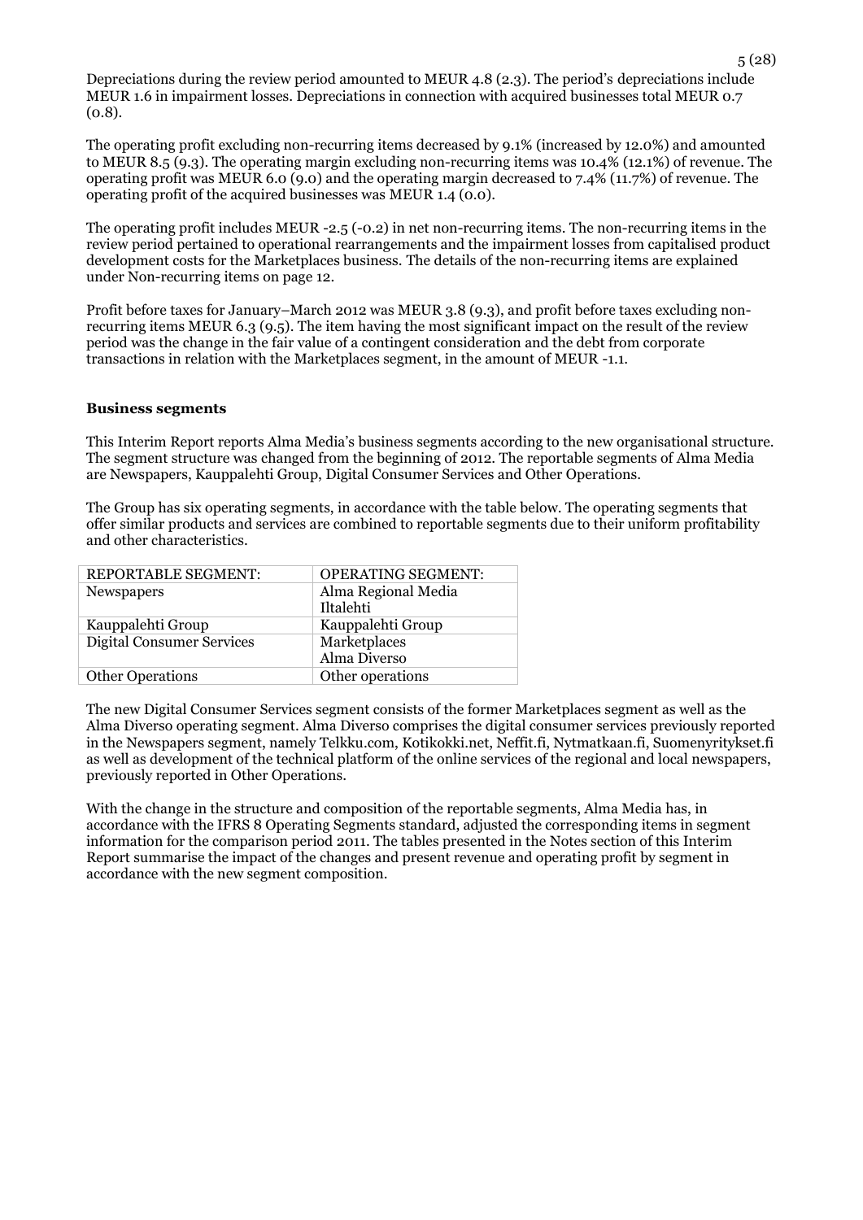Depreciations during the review period amounted to MEUR 4.8 (2.3). The period's depreciations include MEUR 1.6 in impairment losses. Depreciations in connection with acquired businesses total MEUR 0.7 (0.8).

The operating profit excluding non-recurring items decreased by 9.1% (increased by 12.0%) and amounted to MEUR 8.5 (9.3). The operating margin excluding non-recurring items was 10.4% (12.1%) of revenue. The operating profit was MEUR 6.0 (9.0) and the operating margin decreased to 7.4% (11.7%) of revenue. The operating profit of the acquired businesses was MEUR 1.4 (0.0).

The operating profit includes MEUR -2.5 (-0.2) in net non-recurring items. The non-recurring items in the review period pertained to operational rearrangements and the impairment losses from capitalised product development costs for the Marketplaces business. The details of the non-recurring items are explained under Non-recurring items on page 12.

Profit before taxes for January–March 2012 was MEUR 3.8 (9.3), and profit before taxes excluding non-recurring items MEUR 6.3 (9.5). The item having the most significant impact on the result of the review period was the change in the fair value of a contingent consideration and the debt from corporate transactions in relation with the Marketplaces segment, in the amount of MEUR -1.1.

**Business segments**

This Interim Report reports Alma Media's business segments according to the new organisational structure. The segment structure was changed from the beginning of 2012. The reportable segments of Alma Media are Newspapers, Kauppalehti Group, Digital Consumer Services and Other Operations.

The Group has six operating segments, in accordance with the table below. The operating segments that offer similar products and services are combined to reportable segments due to their uniform profitability and other characteristics.

| REPORTABLE SEGMENT: | OPERATING SEGMENT: |
|---|---|
| Newspapers | Alma Regional Media<br>Iltalehti |
| Kauppalehti Group | Kauppalehti Group |
| Digital Consumer Services | Marketplaces<br>Alma Diverso |
| Other Operations | Other operations |

The new Digital Consumer Services segment consists of the former Marketplaces segment as well as the Alma Diverso operating segment. Alma Diverso comprises the digital consumer services previously reported in the Newspapers segment, namely Telkku.com, Kotikokki.net, Neffit.fi, Nytmatkaan.fi, Suomenyritykset.fi as well as development of the technical platform of the online services of the regional and local newspapers, previously reported in Other Operations.

With the change in the structure and composition of the reportable segments, Alma Media has, in accordance with the IFRS 8 Operating Segments standard, adjusted the corresponding items in segment information for the comparison period 2011. The tables presented in the Notes section of this Interim Report summarise the impact of the changes and present revenue and operating profit by segment in accordance with the new segment composition.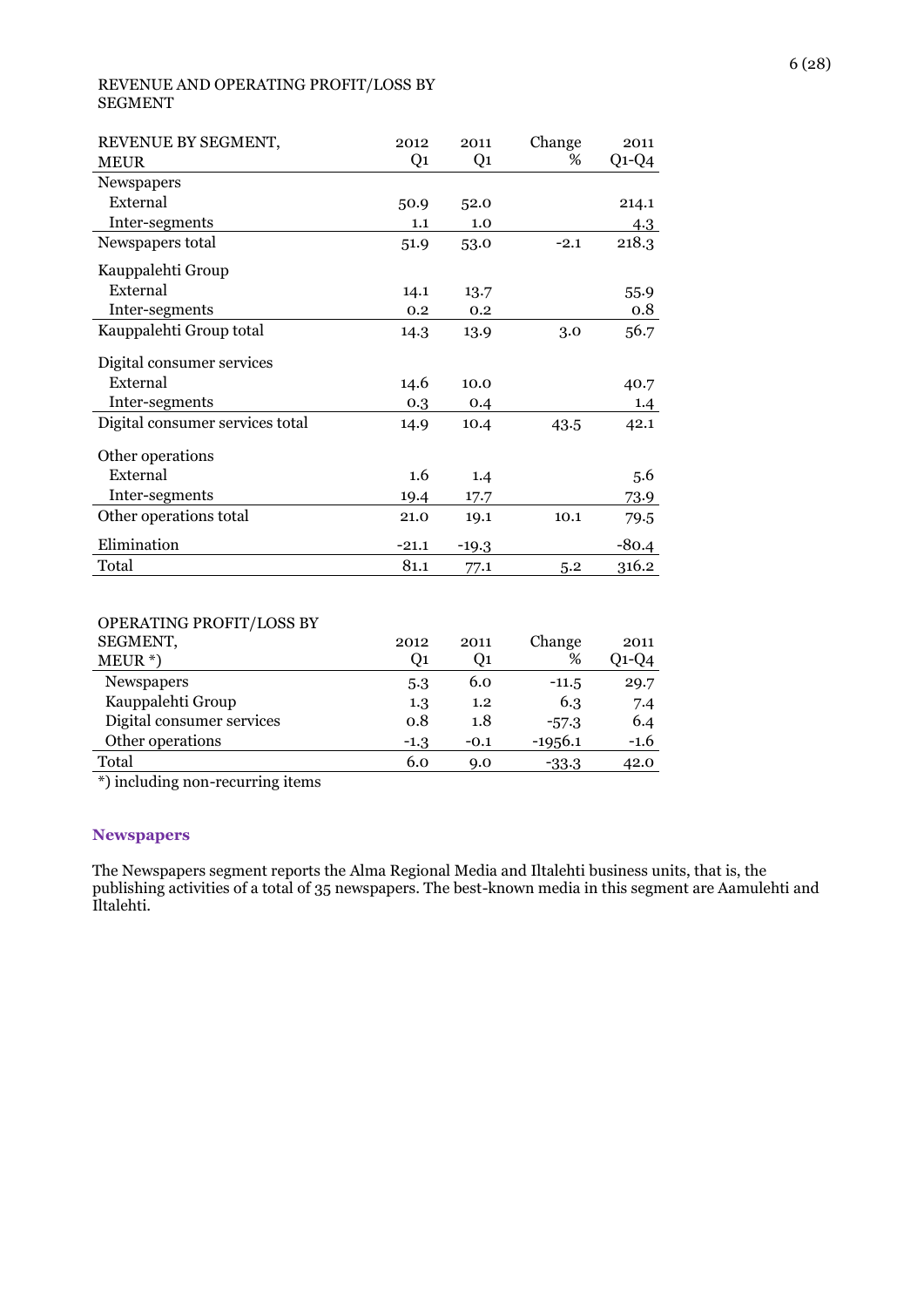REVENUE AND OPERATING PROFIT/LOSS BY SEGMENT

| REVENUE BY SEGMENT, MEUR | 2012 Q1 | 2011 Q1 | Change % | 2011 Q1-Q4 |
|---|---|---|---|---|
| Newspapers | | | | |
| External | 50.9 | 52.0 | | 214.1 |
| Inter-segments | 1.1 | 1.0 | | 4.3 |
| Newspapers total | 51.9 | 53.0 | -2.1 | 218.3 |
| Kauppalehti Group | | | | |
| External | 14.1 | 13.7 | | 55.9 |
| Inter-segments | 0.2 | 0.2 | | 0.8 |
| Kauppalehti Group total | 14.3 | 13.9 | 3.0 | 56.7 |
| Digital consumer services | | | | |
| External | 14.6 | 10.0 | | 40.7 |
| Inter-segments | 0.3 | 0.4 | | 1.4 |
| Digital consumer services total | 14.9 | 10.4 | 43.5 | 42.1 |
| Other operations | | | | |
| External | 1.6 | 1.4 | | 5.6 |
| Inter-segments | 19.4 | 17.7 | | 73.9 |
| Other operations total | 21.0 | 19.1 | 10.1 | 79.5 |
| Elimination | -21.1 | -19.3 | | -80.4 |
| Total | 81.1 | 77.1 | 5.2 | 316.2 |

| OPERATING PROFIT/LOSS BY SEGMENT, MEUR *) | 2012 Q1 | 2011 Q1 | Change % | 2011 Q1-Q4 |
|---|---|---|---|---|
| Newspapers | 5.3 | 6.0 | -11.5 | 29.7 |
| Kauppalehti Group | 1.3 | 1.2 | 6.3 | 7.4 |
| Digital consumer services | 0.8 | 1.8 | -57.3 | 6.4 |
| Other operations | -1.3 | -0.1 | -1956.1 | -1.6 |
| Total | 6.0 | 9.0 | -33.3 | 42.0 |

*) including non-recurring items

## Newspapers

The Newspapers segment reports the Alma Regional Media and Iltalehti business units, that is, the publishing activities of a total of 35 newspapers. The best-known media in this segment are Aamulehti and Iltalehti.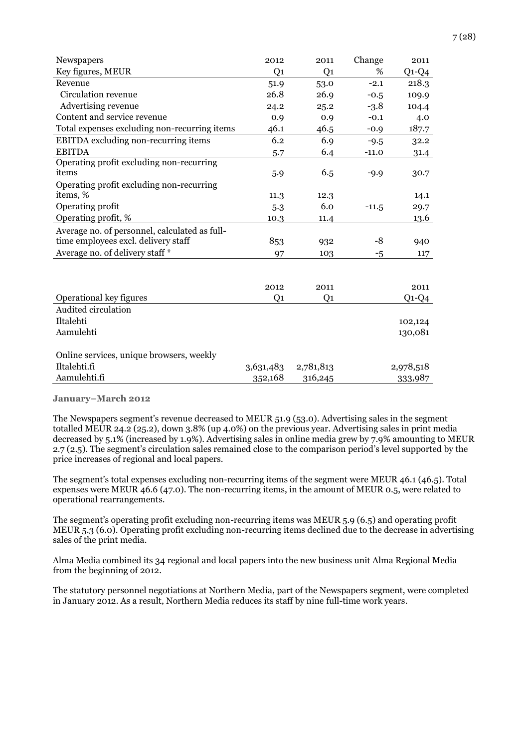| Newspapers | 2012 | 2011 | Change | 2011 |
|---|---|---|---|---|
| Key figures, MEUR | Q1 | Q1 | % | Q1-Q4 |
| Revenue | 51.9 | 53.0 | -2.1 | 218.3 |
| Circulation revenue | 26.8 | 26.9 | -0.5 | 109.9 |
| Advertising revenue | 24.2 | 25.2 | -3.8 | 104.4 |
| Content and service revenue | 0.9 | 0.9 | -0.1 | 4.0 |
| Total expenses excluding non-recurring items | 46.1 | 46.5 | -0.9 | 187.7 |
| EBITDA excluding non-recurring items | 6.2 | 6.9 | -9.5 | 32.2 |
| EBITDA | 5.7 | 6.4 | -11.0 | 31.4 |
| Operating profit excluding non-recurring items | 5.9 | 6.5 | -9.9 | 30.7 |
| Operating profit excluding non-recurring items, % | 11.3 | 12.3 | | 14.1 |
| Operating profit | 5.3 | 6.0 | -11.5 | 29.7 |
| Operating profit, % | 10.3 | 11.4 | | 13.6 |
| Average no. of personnel, calculated as full-time employees excl. delivery staff | 853 | 932 | -8 | 940 |
| Average no. of delivery staff * | 97 | 103 | -5 | 117 |

| | 2012 | 2011 | 2011 |
|---|---|---|---|
| Operational key figures | Q1 | Q1 | Q1-Q4 |
| Audited circulation | | | |
| Iltalehti | | | 102,124 |
| Aamulehti | | | 130,081 |
| | | | |
| Online services, unique browsers, weekly | | | |
| Iltalehti.fi | 3,631,483 | 2,781,813 | 2,978,518 |
| Aamulehti.fi | 352,168 | 316,245 | 333,987 |

**January–March 2012**

The Newspapers segment's revenue decreased to MEUR 51.9 (53.0). Advertising sales in the segment totalled MEUR 24.2 (25.2), down 3.8% (up 4.0%) on the previous year. Advertising sales in print media decreased by 5.1% (increased by 1.9%). Advertising sales in online media grew by 7.9% amounting to MEUR 2.7 (2.5). The segment's circulation sales remained close to the comparison period's level supported by the price increases of regional and local papers.

The segment's total expenses excluding non-recurring items of the segment were MEUR 46.1 (46.5). Total expenses were MEUR 46.6 (47.0). The non-recurring items, in the amount of MEUR 0.5, were related to operational rearrangements.

The segment's operating profit excluding non-recurring items was MEUR 5.9 (6.5) and operating profit MEUR 5.3 (6.0). Operating profit excluding non-recurring items declined due to the decrease in advertising sales of the print media.

Alma Media combined its 34 regional and local papers into the new business unit Alma Regional Media from the beginning of 2012.

The statutory personnel negotiations at Northern Media, part of the Newspapers segment, were completed in January 2012. As a result, Northern Media reduces its staff by nine full-time work years.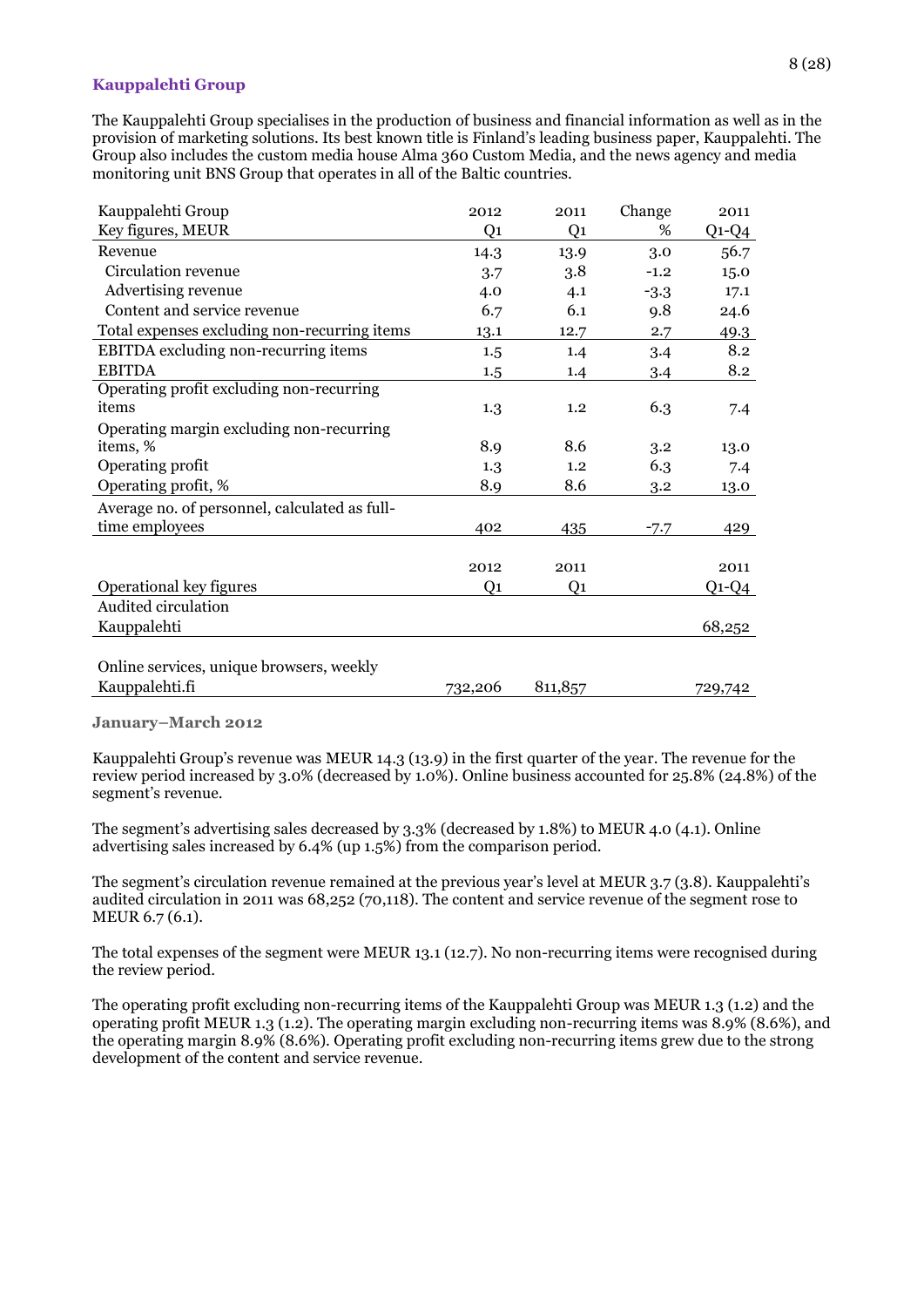### Kauppalehti Group

The Kauppalehti Group specialises in the production of business and financial information as well as in the provision of marketing solutions. Its best known title is Finland's leading business paper, Kauppalehti. The Group also includes the custom media house Alma 360 Custom Media, and the news agency and media monitoring unit BNS Group that operates in all of the Baltic countries.

| Kauppalehti Group Key figures, MEUR | 2012 Q1 | 2011 Q1 | Change % | 2011 Q1-Q4 |
|---|---|---|---|---|
| Revenue | 14.3 | 13.9 | 3.0 | 56.7 |
| Circulation revenue | 3.7 | 3.8 | -1.2 | 15.0 |
| Advertising revenue | 4.0 | 4.1 | -3.3 | 17.1 |
| Content and service revenue | 6.7 | 6.1 | 9.8 | 24.6 |
| Total expenses excluding non-recurring items | 13.1 | 12.7 | 2.7 | 49.3 |
| EBITDA excluding non-recurring items | 1.5 | 1.4 | 3.4 | 8.2 |
| EBITDA | 1.5 | 1.4 | 3.4 | 8.2 |
| Operating profit excluding non-recurring items | 1.3 | 1.2 | 6.3 | 7.4 |
| Operating margin excluding non-recurring items, % | 8.9 | 8.6 | 3.2 | 13.0 |
| Operating profit | 1.3 | 1.2 | 6.3 | 7.4 |
| Operating profit, % | 8.9 | 8.6 | 3.2 | 13.0 |
| Average no. of personnel, calculated as full-time employees | 402 | 435 | -7.7 | 429 |

| Operational key figures | 2012 Q1 | 2011 Q1 | 2011 Q1-Q4 |
|---|---|---|---|
| Audited circulation | | | |
| Kauppalehti | | | 68,252 |
| Online services, unique browsers, weekly | | | |
| Kauppalehti.fi | 732,206 | 811,857 | 729,742 |

**January–March 2012**

Kauppalehti Group's revenue was MEUR 14.3 (13.9) in the first quarter of the year. The revenue for the review period increased by 3.0% (decreased by 1.0%). Online business accounted for 25.8% (24.8%) of the segment's revenue.

The segment's advertising sales decreased by 3.3% (decreased by 1.8%) to MEUR 4.0 (4.1). Online advertising sales increased by 6.4% (up 1.5%) from the comparison period.

The segment's circulation revenue remained at the previous year's level at MEUR 3.7 (3.8). Kauppalehti's audited circulation in 2011 was 68,252 (70,118). The content and service revenue of the segment rose to MEUR 6.7 (6.1).

The total expenses of the segment were MEUR 13.1 (12.7). No non-recurring items were recognised during the review period.

The operating profit excluding non-recurring items of the Kauppalehti Group was MEUR 1.3 (1.2) and the operating profit MEUR 1.3 (1.2). The operating margin excluding non-recurring items was 8.9% (8.6%), and the operating margin 8.9% (8.6%). Operating profit excluding non-recurring items grew due to the strong development of the content and service revenue.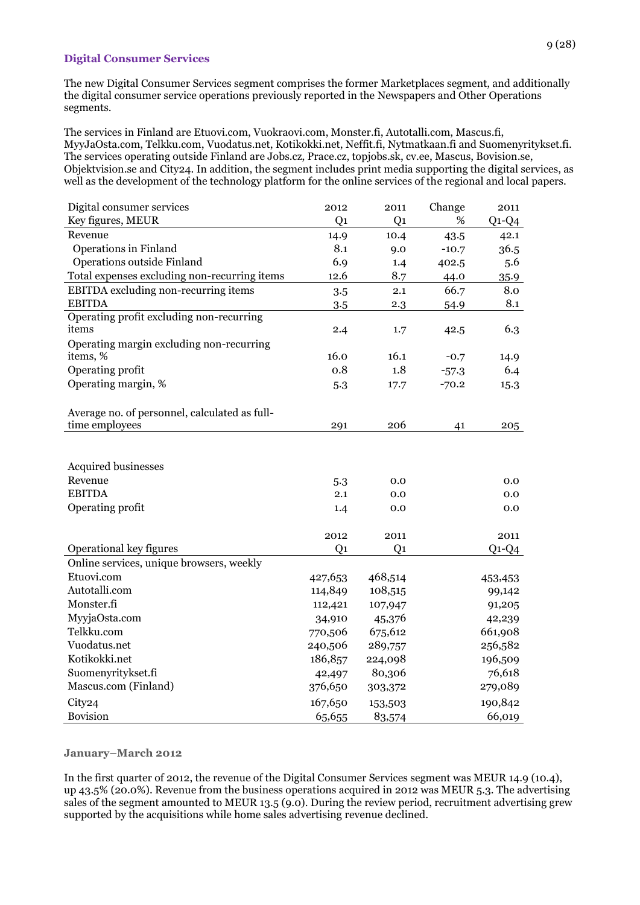### Digital Consumer Services

The new Digital Consumer Services segment comprises the former Marketplaces segment, and additionally the digital consumer service operations previously reported in the Newspapers and Other Operations segments.

The services in Finland are Etuovi.com, Vuokraovi.com, Monster.fi, Autotalli.com, Mascus.fi, MyyJaOsta.com, Telkku.com, Vuodatus.net, Kotikokki.net, Neffit.fi, Nytmatkaan.fi and Suomenyritykset.fi. The services operating outside Finland are Jobs.cz, Prace.cz, topjobs.sk, cv.ee, Mascus, Bovision.se, Objektvision.se and City24. In addition, the segment includes print media supporting the digital services, as well as the development of the technology platform for the online services of the regional and local papers.

| Digital consumer services<br>Key figures, MEUR | 2012<br>Q1 | 2011<br>Q1 | Change<br>% | 2011<br>Q1-Q4 |
|---|---|---|---|---|
| Revenue | 14.9 | 10.4 | 43.5 | 42.1 |
| Operations in Finland | 8.1 | 9.0 | -10.7 | 36.5 |
| Operations outside Finland | 6.9 | 1.4 | 402.5 | 5.6 |
| Total expenses excluding non-recurring items | 12.6 | 8.7 | 44.0 | 35.9 |
| EBITDA excluding non-recurring items | 3.5 | 2.1 | 66.7 | 8.0 |
| EBITDA | 3.5 | 2.3 | 54.9 | 8.1 |
| Operating profit excluding non-recurring items | 2.4 | 1.7 | 42.5 | 6.3 |
| Operating margin excluding non-recurring items, % | 16.0 | 16.1 | -0.7 | 14.9 |
| Operating profit | 0.8 | 1.8 | -57.3 | 6.4 |
| Operating margin, % | 5.3 | 17.7 | -70.2 | 15.3 |
| | | | | |
| Average no. of personnel, calculated as full-time employees | 291 | 206 | 41 | 205 |
| | | | | |
| Acquired businesses | | | | |
| Revenue | 5.3 | 0.0 | | 0.0 |
| EBITDA | 2.1 | 0.0 | | 0.0 |
| Operating profit | 1.4 | 0.0 | | 0.0 |

| Operational key figures | 2012<br>Q1 | 2011<br>Q1 | 2011<br>Q1-Q4 |
|---|---|---|---|
| Online services, unique browsers, weekly | | | |
| Etuovi.com | 427,653 | 468,514 | 453,453 |
| Autotalli.com | 114,849 | 108,515 | 99,142 |
| Monster.fi | 112,421 | 107,947 | 91,205 |
| MyyjaOsta.com | 34,910 | 45,376 | 42,239 |
| Telkku.com | 770,506 | 675,612 | 661,908 |
| Vuodatus.net | 240,506 | 289,757 | 256,582 |
| Kotikokki.net | 186,857 | 224,098 | 196,509 |
| Suomenyritykset.fi | 42,497 | 80,306 | 76,618 |
| Mascus.com (Finland) | 376,650 | 303,372 | 279,089 |
| City24 | 167,650 | 153,503 | 190,842 |
| Bovision | 65,655 | 83,574 | 66,019 |

#### January–March 2012

In the first quarter of 2012, the revenue of the Digital Consumer Services segment was MEUR 14.9 (10.4), up 43.5% (20.0%). Revenue from the business operations acquired in 2012 was MEUR 5.3. The advertising sales of the segment amounted to MEUR 13.5 (9.0). During the review period, recruitment advertising grew supported by the acquisitions while home sales advertising revenue declined.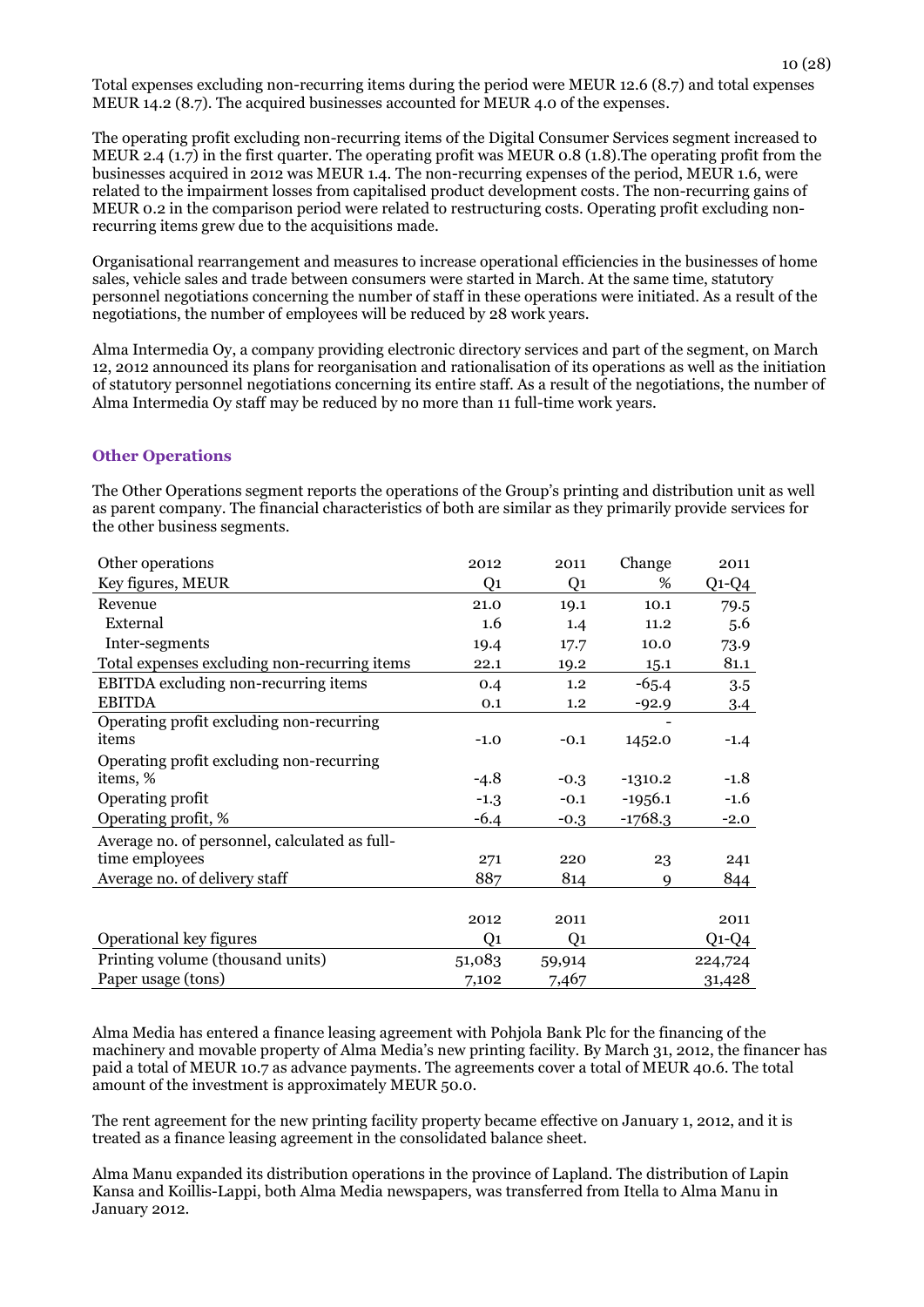Total expenses excluding non-recurring items during the period were MEUR 12.6 (8.7) and total expenses MEUR 14.2 (8.7). The acquired businesses accounted for MEUR 4.0 of the expenses.

The operating profit excluding non-recurring items of the Digital Consumer Services segment increased to MEUR 2.4 (1.7) in the first quarter. The operating profit was MEUR 0.8 (1.8).The operating profit from the businesses acquired in 2012 was MEUR 1.4. The non-recurring expenses of the period, MEUR 1.6, were related to the impairment losses from capitalised product development costs. The non-recurring gains of MEUR 0.2 in the comparison period were related to restructuring costs. Operating profit excluding non-recurring items grew due to the acquisitions made.

Organisational rearrangement and measures to increase operational efficiencies in the businesses of home sales, vehicle sales and trade between consumers were started in March. At the same time, statutory personnel negotiations concerning the number of staff in these operations were initiated. As a result of the negotiations, the number of employees will be reduced by 28 work years.

Alma Intermedia Oy, a company providing electronic directory services and part of the segment, on March 12, 2012 announced its plans for reorganisation and rationalisation of its operations as well as the initiation of statutory personnel negotiations concerning its entire staff. As a result of the negotiations, the number of Alma Intermedia Oy staff may be reduced by no more than 11 full-time work years.

## Other Operations

The Other Operations segment reports the operations of the Group's printing and distribution unit as well as parent company. The financial characteristics of both are similar as they primarily provide services for the other business segments.

| Other operations<br>Key figures, MEUR | 2012<br>Q1 | 2011<br>Q1 | Change<br>% | 2011<br>Q1-Q4 |
|---|---|---|---|---|
| Revenue | 21.0 | 19.1 | 10.1 | 79.5 |
| External | 1.6 | 1.4 | 11.2 | 5.6 |
| Inter-segments | 19.4 | 17.7 | 10.0 | 73.9 |
| Total expenses excluding non-recurring items | 22.1 | 19.2 | 15.1 | 81.1 |
| EBITDA excluding non-recurring items | 0.4 | 1.2 | -65.4 | 3.5 |
| EBITDA | 0.1 | 1.2 | -92.9 | 3.4 |
| Operating profit excluding non-recurring items | -1.0 | -0.1 | -1452.0 | -1.4 |
| Operating profit excluding non-recurring items, % | -4.8 | -0.3 | -1310.2 | -1.8 |
| Operating profit | -1.3 | -0.1 | -1956.1 | -1.6 |
| Operating profit, % | -6.4 | -0.3 | -1768.3 | -2.0 |
| Average no. of personnel, calculated as full-time employees | 271 | 220 | 23 | 241 |
| Average no. of delivery staff | 887 | 814 | 9 | 844 |

| Operational key figures | 2012<br>Q1 | 2011<br>Q1 | 2011<br>Q1-Q4 |
|---|---|---|---|
| Printing volume (thousand units) | 51,083 | 59,914 | 224,724 |
| Paper usage (tons) | 7,102 | 7,467 | 31,428 |

Alma Media has entered a finance leasing agreement with Pohjola Bank Plc for the financing of the machinery and movable property of Alma Media's new printing facility. By March 31, 2012, the financer has paid a total of MEUR 10.7 as advance payments. The agreements cover a total of MEUR 40.6. The total amount of the investment is approximately MEUR 50.0.

The rent agreement for the new printing facility property became effective on January 1, 2012, and it is treated as a finance leasing agreement in the consolidated balance sheet.

Alma Manu expanded its distribution operations in the province of Lapland. The distribution of Lapin Kansa and Koillis-Lappi, both Alma Media newspapers, was transferred from Itella to Alma Manu in January 2012.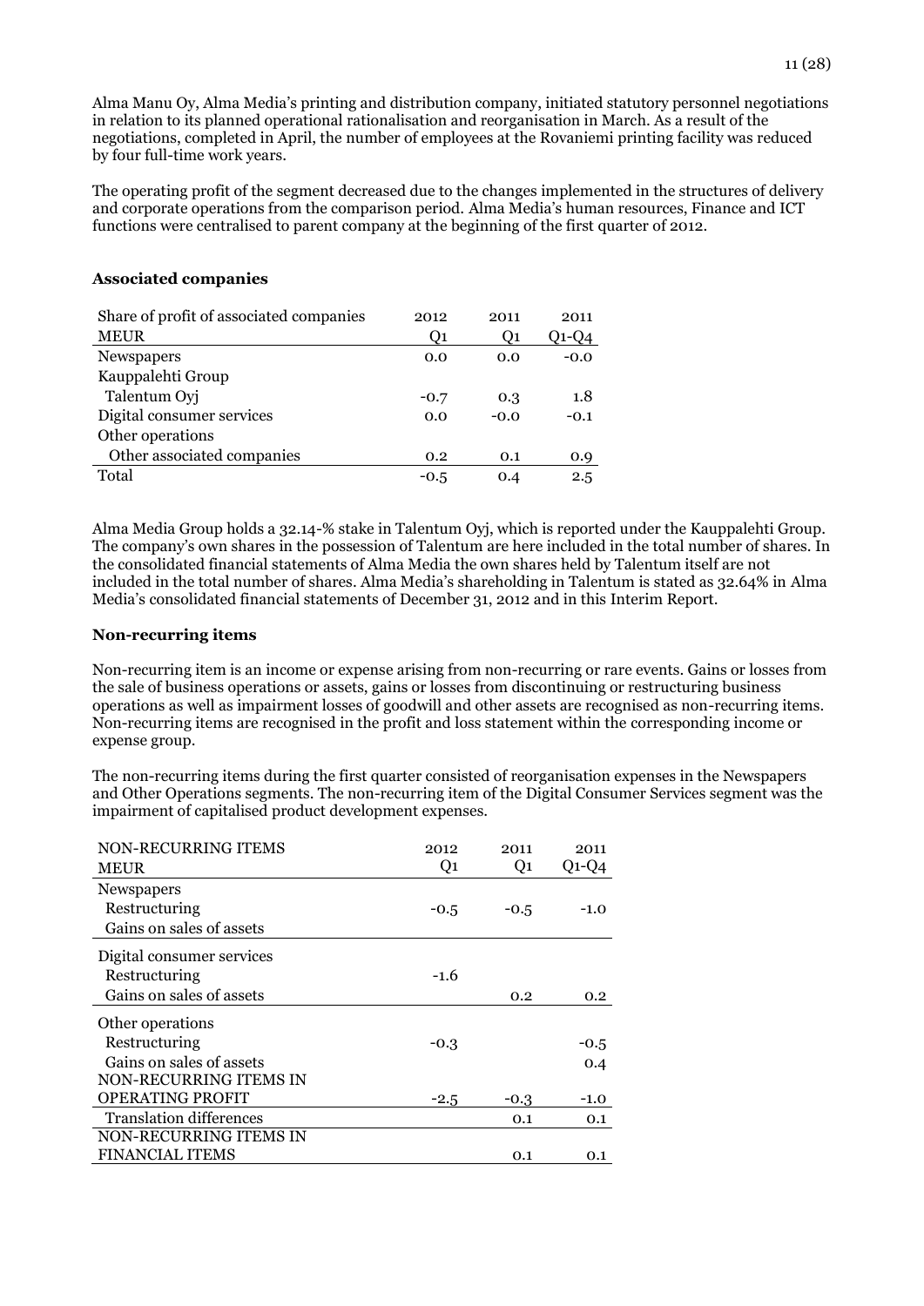Alma Manu Oy, Alma Media's printing and distribution company, initiated statutory personnel negotiations in relation to its planned operational rationalisation and reorganisation in March. As a result of the negotiations, completed in April, the number of employees at the Rovaniemi printing facility was reduced by four full-time work years.

The operating profit of the segment decreased due to the changes implemented in the structures of delivery and corporate operations from the comparison period. Alma Media's human resources, Finance and ICT functions were centralised to parent company at the beginning of the first quarter of 2012.

**Associated companies**

| Share of profit of associated companies | 2012 | 2011 | 2011 |
|---|---|---|---|
| MEUR | Q1 | Q1 | Q1-Q4 |
| Newspapers | 0.0 | 0.0 | -0.0 |
| Kauppalehti Group | | | |
| Talentum Oyj | -0.7 | 0.3 | 1.8 |
| Digital consumer services | 0.0 | -0.0 | -0.1 |
| Other operations | | | |
| Other associated companies | 0.2 | 0.1 | 0.9 |
| Total | -0.5 | 0.4 | 2.5 |

Alma Media Group holds a 32.14-% stake in Talentum Oyj, which is reported under the Kauppalehti Group. The company's own shares in the possession of Talentum are here included in the total number of shares. In the consolidated financial statements of Alma Media the own shares held by Talentum itself are not included in the total number of shares. Alma Media's shareholding in Talentum is stated as 32.64% in Alma Media's consolidated financial statements of December 31, 2012 and in this Interim Report.

**Non-recurring items**

Non-recurring item is an income or expense arising from non-recurring or rare events. Gains or losses from the sale of business operations or assets, gains or losses from discontinuing or restructuring business operations as well as impairment losses of goodwill and other assets are recognised as non-recurring items. Non-recurring items are recognised in the profit and loss statement within the corresponding income or expense group.

The non-recurring items during the first quarter consisted of reorganisation expenses in the Newspapers and Other Operations segments. The non-recurring item of the Digital Consumer Services segment was the impairment of capitalised product development expenses.

| NON-RECURRING ITEMS | 2012 | 2011 | 2011 |
|---|---|---|---|
| MEUR | Q1 | Q1 | Q1-Q4 |
| Newspapers | | | |
| Restructuring | -0.5 | -0.5 | -1.0 |
| Gains on sales of assets | | | |
| Digital consumer services | | | |
| Restructuring | -1.6 | | |
| Gains on sales of assets | | 0.2 | 0.2 |
| Other operations | | | |
| Restructuring | -0.3 | | -0.5 |
| Gains on sales of assets | | | 0.4 |
| NON-RECURRING ITEMS IN OPERATING PROFIT | -2.5 | -0.3 | -1.0 |
| Translation differences | | 0.1 | 0.1 |
| NON-RECURRING ITEMS IN FINANCIAL ITEMS | | 0.1 | 0.1 |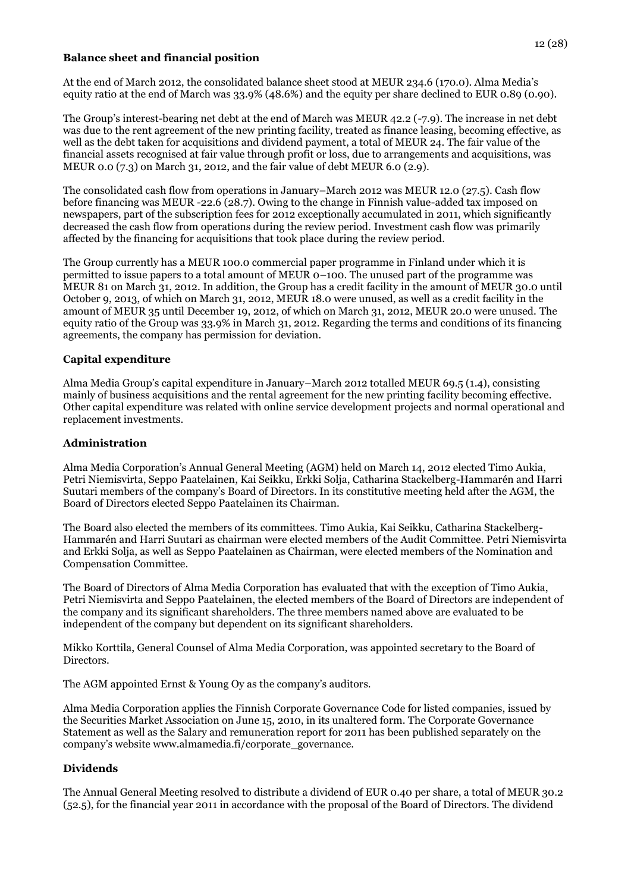**Balance sheet and financial position**

At the end of March 2012, the consolidated balance sheet stood at MEUR 234.6 (170.0). Alma Media's equity ratio at the end of March was 33.9% (48.6%) and the equity per share declined to EUR 0.89 (0.90).

The Group's interest-bearing net debt at the end of March was MEUR 42.2 (-7.9). The increase in net debt was due to the rent agreement of the new printing facility, treated as finance leasing, becoming effective, as well as the debt taken for acquisitions and dividend payment, a total of MEUR 24. The fair value of the financial assets recognised at fair value through profit or loss, due to arrangements and acquisitions, was MEUR 0.0 (7.3) on March 31, 2012, and the fair value of debt MEUR 6.0 (2.9).

The consolidated cash flow from operations in January–March 2012 was MEUR 12.0 (27.5). Cash flow before financing was MEUR -22.6 (28.7). Owing to the change in Finnish value-added tax imposed on newspapers, part of the subscription fees for 2012 exceptionally accumulated in 2011, which significantly decreased the cash flow from operations during the review period. Investment cash flow was primarily affected by the financing for acquisitions that took place during the review period.

The Group currently has a MEUR 100.0 commercial paper programme in Finland under which it is permitted to issue papers to a total amount of MEUR 0–100. The unused part of the programme was MEUR 81 on March 31, 2012. In addition, the Group has a credit facility in the amount of MEUR 30.0 until October 9, 2013, of which on March 31, 2012, MEUR 18.0 were unused, as well as a credit facility in the amount of MEUR 35 until December 19, 2012, of which on March 31, 2012, MEUR 20.0 were unused. The equity ratio of the Group was 33.9% in March 31, 2012. Regarding the terms and conditions of its financing agreements, the company has permission for deviation.

**Capital expenditure**

Alma Media Group's capital expenditure in January–March 2012 totalled MEUR 69.5 (1.4), consisting mainly of business acquisitions and the rental agreement for the new printing facility becoming effective. Other capital expenditure was related with online service development projects and normal operational and replacement investments.

**Administration**

Alma Media Corporation's Annual General Meeting (AGM) held on March 14, 2012 elected Timo Aukia, Petri Niemisvirta, Seppo Paatelainen, Kai Seikku, Erkki Solja, Catharina Stackelberg-Hammarén and Harri Suutari members of the company's Board of Directors. In its constitutive meeting held after the AGM, the Board of Directors elected Seppo Paatelainen its Chairman.

The Board also elected the members of its committees. Timo Aukia, Kai Seikku, Catharina Stackelberg-Hammarén and Harri Suutari as chairman were elected members of the Audit Committee. Petri Niemisvirta and Erkki Solja, as well as Seppo Paatelainen as Chairman, were elected members of the Nomination and Compensation Committee.

The Board of Directors of Alma Media Corporation has evaluated that with the exception of Timo Aukia, Petri Niemisvirta and Seppo Paatelainen, the elected members of the Board of Directors are independent of the company and its significant shareholders. The three members named above are evaluated to be independent of the company but dependent on its significant shareholders.

Mikko Korttila, General Counsel of Alma Media Corporation, was appointed secretary to the Board of Directors.

The AGM appointed Ernst & Young Oy as the company's auditors.

Alma Media Corporation applies the Finnish Corporate Governance Code for listed companies, issued by the Securities Market Association on June 15, 2010, in its unaltered form. The Corporate Governance Statement as well as the Salary and remuneration report for 2011 has been published separately on the company's website www.almamedia.fi/corporate_governance.

**Dividends**

The Annual General Meeting resolved to distribute a dividend of EUR 0.40 per share, a total of MEUR 30.2 (52.5), for the financial year 2011 in accordance with the proposal of the Board of Directors. The dividend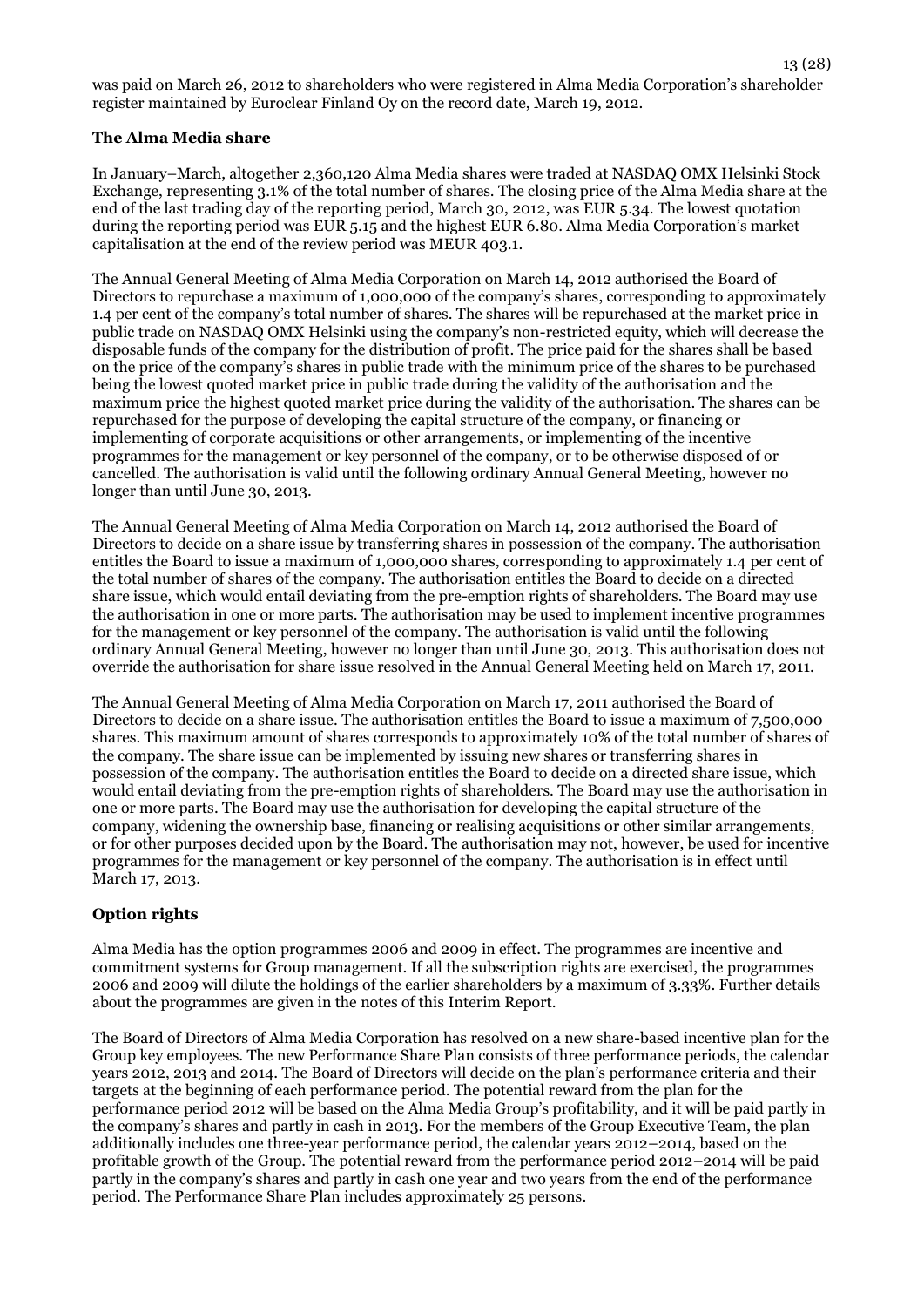was paid on March 26, 2012 to shareholders who were registered in Alma Media Corporation's shareholder register maintained by Euroclear Finland Oy on the record date, March 19, 2012.

## The Alma Media share

In January–March, altogether 2,360,120 Alma Media shares were traded at NASDAQ OMX Helsinki Stock Exchange, representing 3.1% of the total number of shares. The closing price of the Alma Media share at the end of the last trading day of the reporting period, March 30, 2012, was EUR 5.34. The lowest quotation during the reporting period was EUR 5.15 and the highest EUR 6.80. Alma Media Corporation's market capitalisation at the end of the review period was MEUR 403.1.

The Annual General Meeting of Alma Media Corporation on March 14, 2012 authorised the Board of Directors to repurchase a maximum of 1,000,000 of the company's shares, corresponding to approximately 1.4 per cent of the company's total number of shares. The shares will be repurchased at the market price in public trade on NASDAQ OMX Helsinki using the company's non-restricted equity, which will decrease the disposable funds of the company for the distribution of profit. The price paid for the shares shall be based on the price of the company's shares in public trade with the minimum price of the shares to be purchased being the lowest quoted market price in public trade during the validity of the authorisation and the maximum price the highest quoted market price during the validity of the authorisation. The shares can be repurchased for the purpose of developing the capital structure of the company, or financing or implementing of corporate acquisitions or other arrangements, or implementing of the incentive programmes for the management or key personnel of the company, or to be otherwise disposed of or cancelled. The authorisation is valid until the following ordinary Annual General Meeting, however no longer than until June 30, 2013.

The Annual General Meeting of Alma Media Corporation on March 14, 2012 authorised the Board of Directors to decide on a share issue by transferring shares in possession of the company. The authorisation entitles the Board to issue a maximum of 1,000,000 shares, corresponding to approximately 1.4 per cent of the total number of shares of the company. The authorisation entitles the Board to decide on a directed share issue, which would entail deviating from the pre-emption rights of shareholders. The Board may use the authorisation in one or more parts. The authorisation may be used to implement incentive programmes for the management or key personnel of the company. The authorisation is valid until the following ordinary Annual General Meeting, however no longer than until June 30, 2013. This authorisation does not override the authorisation for share issue resolved in the Annual General Meeting held on March 17, 2011.

The Annual General Meeting of Alma Media Corporation on March 17, 2011 authorised the Board of Directors to decide on a share issue. The authorisation entitles the Board to issue a maximum of 7,500,000 shares. This maximum amount of shares corresponds to approximately 10% of the total number of shares of the company. The share issue can be implemented by issuing new shares or transferring shares in possession of the company. The authorisation entitles the Board to decide on a directed share issue, which would entail deviating from the pre-emption rights of shareholders. The Board may use the authorisation in one or more parts. The Board may use the authorisation for developing the capital structure of the company, widening the ownership base, financing or realising acquisitions or other similar arrangements, or for other purposes decided upon by the Board. The authorisation may not, however, be used for incentive programmes for the management or key personnel of the company. The authorisation is in effect until March 17, 2013.

## Option rights

Alma Media has the option programmes 2006 and 2009 in effect. The programmes are incentive and commitment systems for Group management. If all the subscription rights are exercised, the programmes 2006 and 2009 will dilute the holdings of the earlier shareholders by a maximum of 3.33%. Further details about the programmes are given in the notes of this Interim Report.

The Board of Directors of Alma Media Corporation has resolved on a new share-based incentive plan for the Group key employees. The new Performance Share Plan consists of three performance periods, the calendar years 2012, 2013 and 2014. The Board of Directors will decide on the plan's performance criteria and their targets at the beginning of each performance period. The potential reward from the plan for the performance period 2012 will be based on the Alma Media Group's profitability, and it will be paid partly in the company's shares and partly in cash in 2013. For the members of the Group Executive Team, the plan additionally includes one three-year performance period, the calendar years 2012–2014, based on the profitable growth of the Group. The potential reward from the performance period 2012–2014 will be paid partly in the company's shares and partly in cash one year and two years from the end of the performance period. The Performance Share Plan includes approximately 25 persons.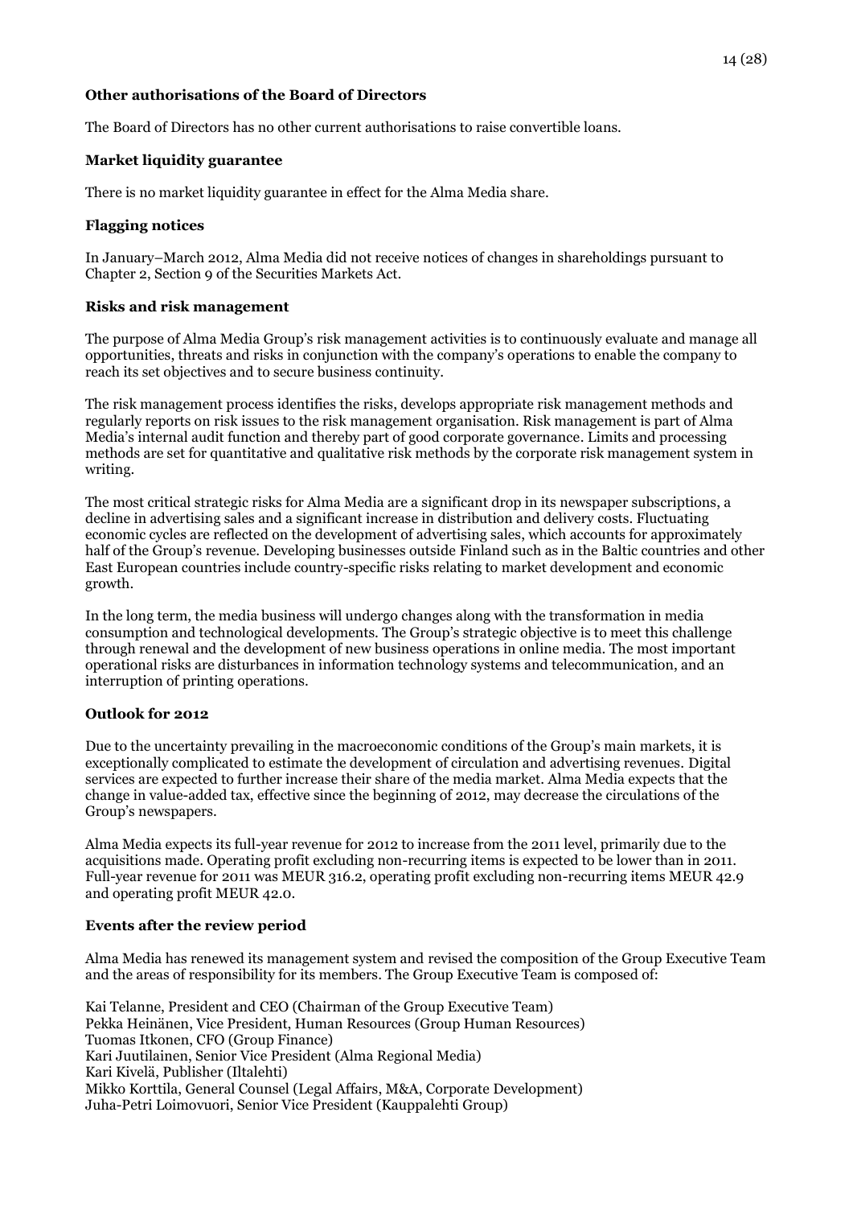**Other authorisations of the Board of Directors**

The Board of Directors has no other current authorisations to raise convertible loans.

**Market liquidity guarantee**

There is no market liquidity guarantee in effect for the Alma Media share.

**Flagging notices**

In January–March 2012, Alma Media did not receive notices of changes in shareholdings pursuant to Chapter 2, Section 9 of the Securities Markets Act.

**Risks and risk management**

The purpose of Alma Media Group's risk management activities is to continuously evaluate and manage all opportunities, threats and risks in conjunction with the company's operations to enable the company to reach its set objectives and to secure business continuity.

The risk management process identifies the risks, develops appropriate risk management methods and regularly reports on risk issues to the risk management organisation. Risk management is part of Alma Media's internal audit function and thereby part of good corporate governance. Limits and processing methods are set for quantitative and qualitative risk methods by the corporate risk management system in writing.

The most critical strategic risks for Alma Media are a significant drop in its newspaper subscriptions, a decline in advertising sales and a significant increase in distribution and delivery costs. Fluctuating economic cycles are reflected on the development of advertising sales, which accounts for approximately half of the Group's revenue. Developing businesses outside Finland such as in the Baltic countries and other East European countries include country-specific risks relating to market development and economic growth.

In the long term, the media business will undergo changes along with the transformation in media consumption and technological developments. The Group's strategic objective is to meet this challenge through renewal and the development of new business operations in online media. The most important operational risks are disturbances in information technology systems and telecommunication, and an interruption of printing operations.

**Outlook for 2012**

Due to the uncertainty prevailing in the macroeconomic conditions of the Group's main markets, it is exceptionally complicated to estimate the development of circulation and advertising revenues. Digital services are expected to further increase their share of the media market. Alma Media expects that the change in value-added tax, effective since the beginning of 2012, may decrease the circulations of the Group's newspapers.

Alma Media expects its full-year revenue for 2012 to increase from the 2011 level, primarily due to the acquisitions made. Operating profit excluding non-recurring items is expected to be lower than in 2011. Full-year revenue for 2011 was MEUR 316.2, operating profit excluding non-recurring items MEUR 42.9 and operating profit MEUR 42.0.

**Events after the review period**

Alma Media has renewed its management system and revised the composition of the Group Executive Team and the areas of responsibility for its members. The Group Executive Team is composed of:

Kai Telanne, President and CEO (Chairman of the Group Executive Team)
Pekka Heinänen, Vice President, Human Resources (Group Human Resources)
Tuomas Itkonen, CFO (Group Finance)
Kari Juutilainen, Senior Vice President (Alma Regional Media)
Kari Kivelä, Publisher (Iltalehti)
Mikko Korttila, General Counsel (Legal Affairs, M&A, Corporate Development)
Juha-Petri Loimovuori, Senior Vice President (Kauppalehti Group)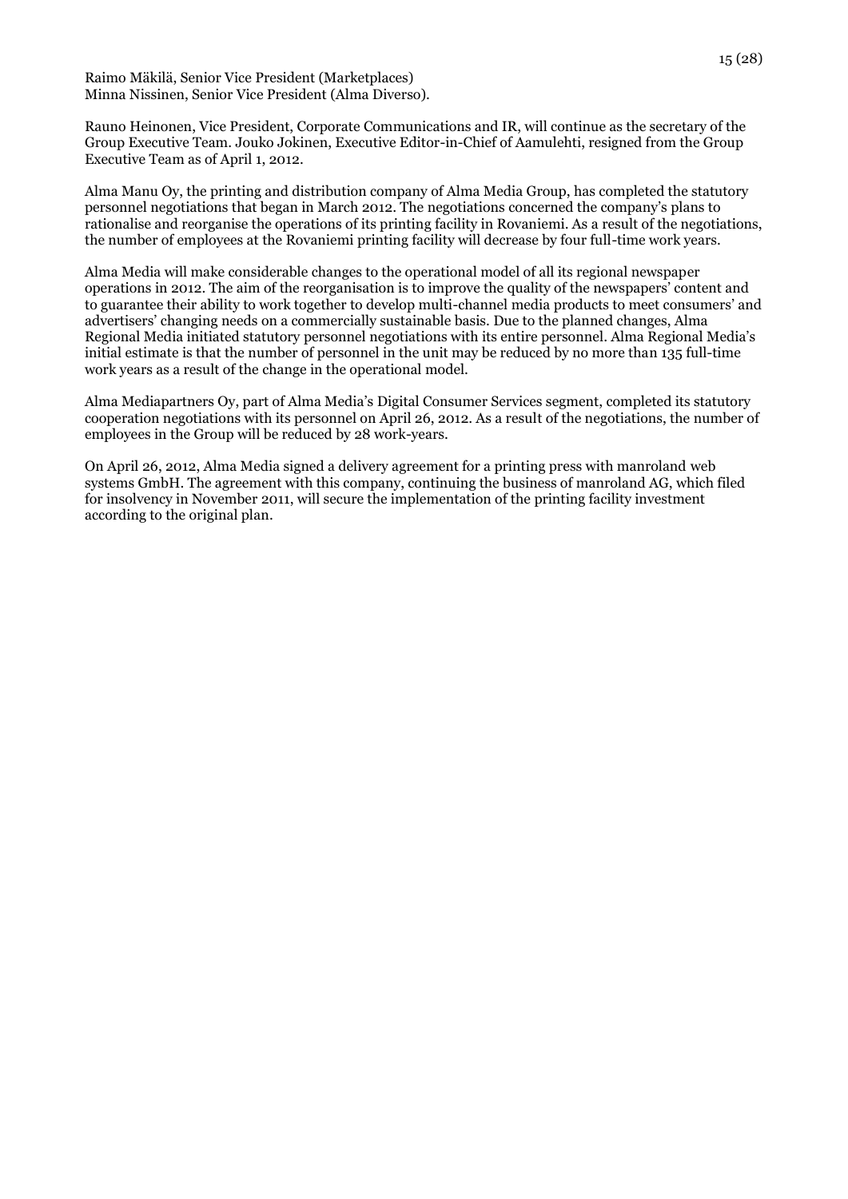Raimo Mäkilä, Senior Vice President (Marketplaces)
Minna Nissinen, Senior Vice President (Alma Diverso).

Rauno Heinonen, Vice President, Corporate Communications and IR, will continue as the secretary of the Group Executive Team. Jouko Jokinen, Executive Editor-in-Chief of Aamulehti, resigned from the Group Executive Team as of April 1, 2012.

Alma Manu Oy, the printing and distribution company of Alma Media Group, has completed the statutory personnel negotiations that began in March 2012. The negotiations concerned the company's plans to rationalise and reorganise the operations of its printing facility in Rovaniemi. As a result of the negotiations, the number of employees at the Rovaniemi printing facility will decrease by four full-time work years.

Alma Media will make considerable changes to the operational model of all its regional newspaper operations in 2012. The aim of the reorganisation is to improve the quality of the newspapers' content and to guarantee their ability to work together to develop multi-channel media products to meet consumers' and advertisers' changing needs on a commercially sustainable basis. Due to the planned changes, Alma Regional Media initiated statutory personnel negotiations with its entire personnel. Alma Regional Media's initial estimate is that the number of personnel in the unit may be reduced by no more than 135 full-time work years as a result of the change in the operational model.

Alma Mediapartners Oy, part of Alma Media's Digital Consumer Services segment, completed its statutory cooperation negotiations with its personnel on April 26, 2012. As a result of the negotiations, the number of employees in the Group will be reduced by 28 work-years.

On April 26, 2012, Alma Media signed a delivery agreement for a printing press with manroland web systems GmbH. The agreement with this company, continuing the business of manroland AG, which filed for insolvency in November 2011, will secure the implementation of the printing facility investment according to the original plan.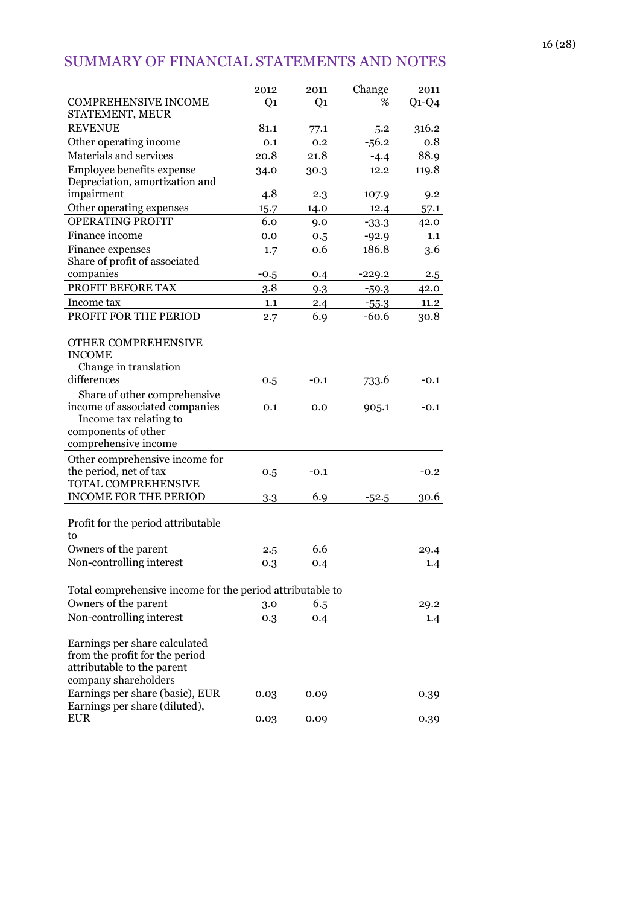# SUMMARY OF FINANCIAL STATEMENTS AND NOTES

| COMPREHENSIVE INCOME STATEMENT, MEUR | 2012 Q1 | 2011 Q1 | Change % | 2011 Q1-Q4 |
|---|---|---|---|---|
| REVENUE | 81.1 | 77.1 | 5.2 | 316.2 |
| Other operating income | 0.1 | 0.2 | -56.2 | 0.8 |
| Materials and services | 20.8 | 21.8 | -4.4 | 88.9 |
| Employee benefits expense | 34.0 | 30.3 | 12.2 | 119.8 |
| Depreciation, amortization and impairment | 4.8 | 2.3 | 107.9 | 9.2 |
| Other operating expenses | 15.7 | 14.0 | 12.4 | 57.1 |
| OPERATING PROFIT | 6.0 | 9.0 | -33.3 | 42.0 |
| Finance income | 0.0 | 0.5 | -92.9 | 1.1 |
| Finance expenses | 1.7 | 0.6 | 186.8 | 3.6 |
| Share of profit of associated companies | -0.5 | 0.4 | -229.2 | 2.5 |
| PROFIT BEFORE TAX | 3.8 | 9.3 | -59.3 | 42.0 |
| Income tax | 1.1 | 2.4 | -55.3 | 11.2 |
| PROFIT FOR THE PERIOD | 2.7 | 6.9 | -60.6 | 30.8 |
| | | | | |
| OTHER COMPREHENSIVE INCOME | | | | |
| Change in translation differences | 0.5 | -0.1 | 733.6 | -0.1 |
| Share of other comprehensive income of associated companies | 0.1 | 0.0 | 905.1 | -0.1 |
| Income tax relating to components of other comprehensive income | | | | |
| Other comprehensive income for the period, net of tax | 0.5 | -0.1 | | -0.2 |
| TOTAL COMPREHENSIVE INCOME FOR THE PERIOD | 3.3 | 6.9 | -52.5 | 30.6 |
| | | | | |
| Profit for the period attributable to | | | | |
| Owners of the parent | 2.5 | 6.6 | | 29.4 |
| Non-controlling interest | 0.3 | 0.4 | | 1.4 |
| | | | | |
| Total comprehensive income for the period attributable to | | | | |
| Owners of the parent | 3.0 | 6.5 | | 29.2 |
| Non-controlling interest | 0.3 | 0.4 | | 1.4 |
| | | | | |
| Earnings per share calculated from the profit for the period attributable to the parent company shareholders | | | | |
| Earnings per share (basic), EUR | 0.03 | 0.09 | | 0.39 |
| Earnings per share (diluted), EUR | 0.03 | 0.09 | | 0.39 |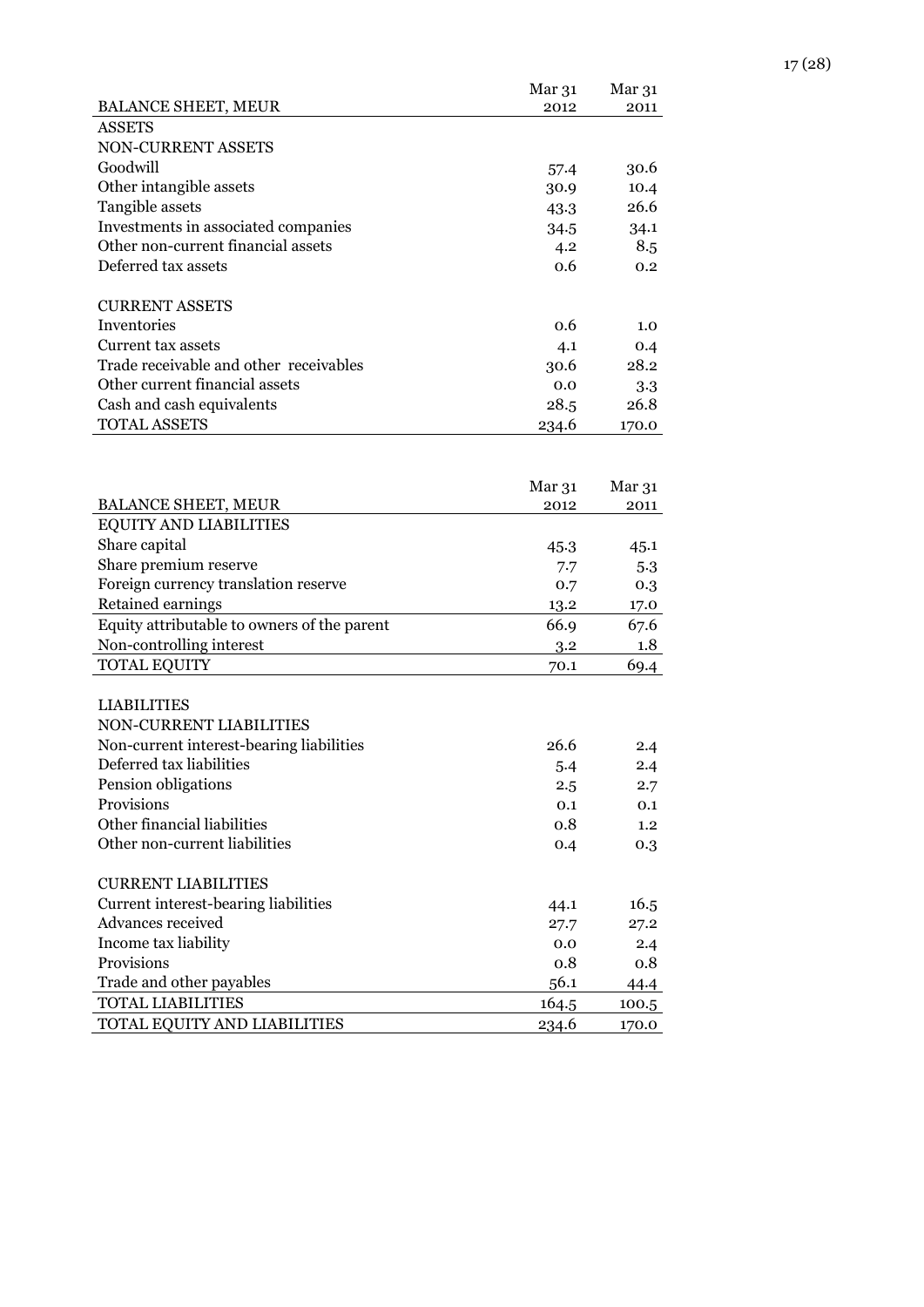| BALANCE SHEET, MEUR | Mar 31 2012 | Mar 31 2011 |
|---|---|---|
| ASSETS | | |
| NON-CURRENT ASSETS | | |
| Goodwill | 57.4 | 30.6 |
| Other intangible assets | 30.9 | 10.4 |
| Tangible assets | 43.3 | 26.6 |
| Investments in associated companies | 34.5 | 34.1 |
| Other non-current financial assets | 4.2 | 8.5 |
| Deferred tax assets | 0.6 | 0.2 |
| | | |
| CURRENT ASSETS | | |
| Inventories | 0.6 | 1.0 |
| Current tax assets | 4.1 | 0.4 |
| Trade receivable and other receivables | 30.6 | 28.2 |
| Other current financial assets | 0.0 | 3.3 |
| Cash and cash equivalents | 28.5 | 26.8 |
| TOTAL ASSETS | 234.6 | 170.0 |

| BALANCE SHEET, MEUR | Mar 31 2012 | Mar 31 2011 |
|---|---|---|
| EQUITY AND LIABILITIES | | |
| Share capital | 45.3 | 45.1 |
| Share premium reserve | 7.7 | 5.3 |
| Foreign currency translation reserve | 0.7 | 0.3 |
| Retained earnings | 13.2 | 17.0 |
| Equity attributable to owners of the parent | 66.9 | 67.6 |
| Non-controlling interest | 3.2 | 1.8 |
| TOTAL EQUITY | 70.1 | 69.4 |
| | | |
| LIABILITIES | | |
| NON-CURRENT LIABILITIES | | |
| Non-current interest-bearing liabilities | 26.6 | 2.4 |
| Deferred tax liabilities | 5.4 | 2.4 |
| Pension obligations | 2.5 | 2.7 |
| Provisions | 0.1 | 0.1 |
| Other financial liabilities | 0.8 | 1.2 |
| Other non-current liabilities | 0.4 | 0.3 |
| | | |
| CURRENT LIABILITIES | | |
| Current interest-bearing liabilities | 44.1 | 16.5 |
| Advances received | 27.7 | 27.2 |
| Income tax liability | 0.0 | 2.4 |
| Provisions | 0.8 | 0.8 |
| Trade and other payables | 56.1 | 44.4 |
| TOTAL LIABILITIES | 164.5 | 100.5 |
| TOTAL EQUITY AND LIABILITIES | 234.6 | 170.0 |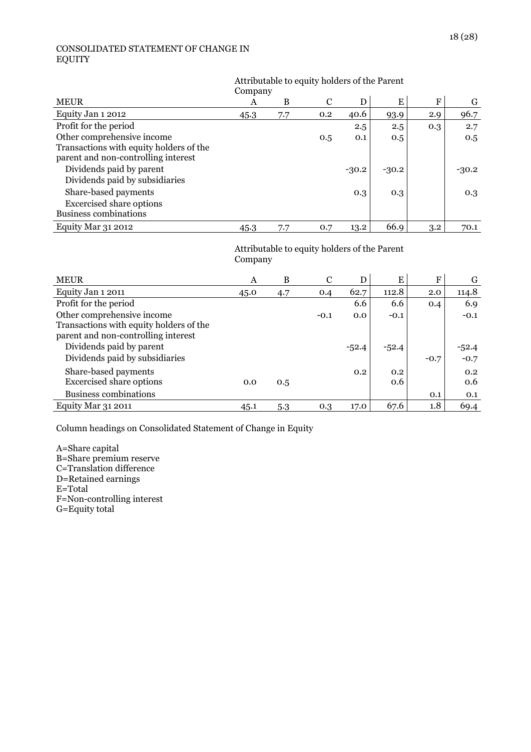CONSOLIDATED STATEMENT OF CHANGE IN EQUITY

| | Attributable to equity holders of the Parent Company | | | | | | |
|---|---|---|---|---|---|---|---|
| MEUR | A | B | C | D | E | F | G |
| Equity Jan 1 2012 | 45.3 | 7.7 | 0.2 | 40.6 | 93.9 | 2.9 | 96.7 |
| Profit for the period | | | | 2.5 | 2.5 | 0.3 | 2.7 |
| Other comprehensive income | | | 0.5 | 0.1 | 0.5 | | 0.5 |
| Transactions with equity holders of the parent and non-controlling interest | | | | | | | |
| Dividends paid by parent | | | | -30.2 | -30.2 | | -30.2 |
| Dividends paid by subsidiaries | | | | | | | |
| Share-based payments | | | | 0.3 | 0.3 | | 0.3 |
| Excercised share options | | | | | | | |
| Business combinations | | | | | | | |
| Equity Mar 31 2012 | 45.3 | 7.7 | 0.7 | 13.2 | 66.9 | 3.2 | 70.1 |

| | Attributable to equity holders of the Parent Company | | | | | | |
|---|---|---|---|---|---|---|---|
| MEUR | A | B | C | D | E | F | G |
| Equity Jan 1 2011 | 45.0 | 4.7 | 0.4 | 62.7 | 112.8 | 2.0 | 114.8 |
| Profit for the period | | | | 6.6 | 6.6 | 0.4 | 6.9 |
| Other comprehensive income | | | -0.1 | 0.0 | -0.1 | | -0.1 |
| Transactions with equity holders of the parent and non-controlling interest | | | | | | | |
| Dividends paid by parent | | | | -52.4 | -52.4 | | -52.4 |
| Dividends paid by subsidiaries | | | | | | -0.7 | -0.7 |
| Share-based payments | | | | 0.2 | 0.2 | | 0.2 |
| Excercised share options | 0.0 | 0.5 | | | 0.6 | | 0.6 |
| Business combinations | | | | | | 0.1 | 0.1 |
| Equity Mar 31 2011 | 45.1 | 5.3 | 0.3 | 17.0 | 67.6 | 1.8 | 69.4 |

Column headings on Consolidated Statement of Change in Equity

A=Share capital
B=Share premium reserve
C=Translation difference
D=Retained earnings
E=Total
F=Non-controlling interest
G=Equity total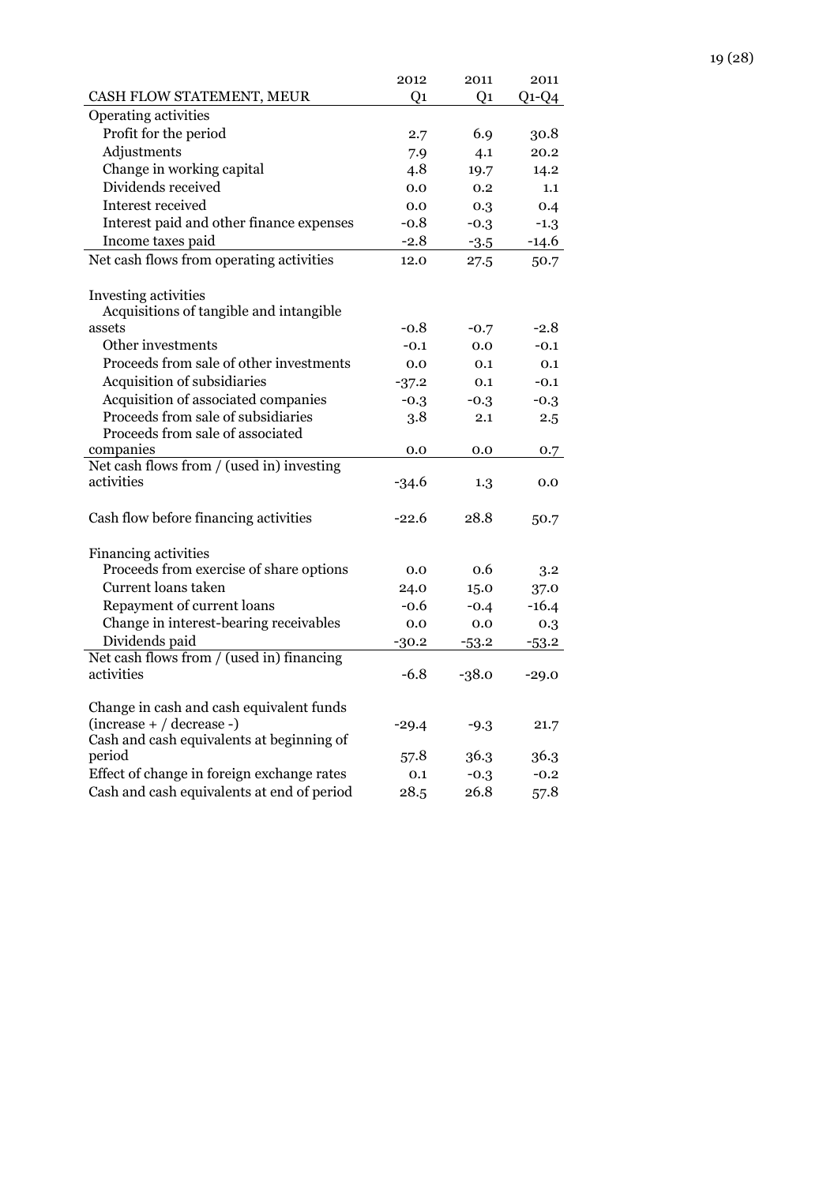| CASH FLOW STATEMENT, MEUR | 2012 Q1 | 2011 Q1 | 2011 Q1-Q4 |
|---|---|---|---|
| Operating activities | | | |
| Profit for the period | 2.7 | 6.9 | 30.8 |
| Adjustments | 7.9 | 4.1 | 20.2 |
| Change in working capital | 4.8 | 19.7 | 14.2 |
| Dividends received | 0.0 | 0.2 | 1.1 |
| Interest received | 0.0 | 0.3 | 0.4 |
| Interest paid and other finance expenses | -0.8 | -0.3 | -1.3 |
| Income taxes paid | -2.8 | -3.5 | -14.6 |
| Net cash flows from operating activities | 12.0 | 27.5 | 50.7 |
| | | | |
| Investing activities | | | |
| Acquisitions of tangible and intangible assets | -0.8 | -0.7 | -2.8 |
| Other investments | -0.1 | 0.0 | -0.1 |
| Proceeds from sale of other investments | 0.0 | 0.1 | 0.1 |
| Acquisition of subsidiaries | -37.2 | 0.1 | -0.1 |
| Acquisition of associated companies | -0.3 | -0.3 | -0.3 |
| Proceeds from sale of subsidiaries | 3.8 | 2.1 | 2.5 |
| Proceeds from sale of associated companies | 0.0 | 0.0 | 0.7 |
| Net cash flows from / (used in) investing activities | -34.6 | 1.3 | 0.0 |
| | | | |
| Cash flow before financing activities | -22.6 | 28.8 | 50.7 |
| | | | |
| Financing activities | | | |
| Proceeds from exercise of share options | 0.0 | 0.6 | 3.2 |
| Current loans taken | 24.0 | 15.0 | 37.0 |
| Repayment of current loans | -0.6 | -0.4 | -16.4 |
| Change in interest-bearing receivables | 0.0 | 0.0 | 0.3 |
| Dividends paid | -30.2 | -53.2 | -53.2 |
| Net cash flows from / (used in) financing activities | -6.8 | -38.0 | -29.0 |
| | | | |
| Change in cash and cash equivalent funds (increase + / decrease -) | -29.4 | -9.3 | 21.7 |
| Cash and cash equivalents at beginning of period | 57.8 | 36.3 | 36.3 |
| Effect of change in foreign exchange rates | 0.1 | -0.3 | -0.2 |
| Cash and cash equivalents at end of period | 28.5 | 26.8 | 57.8 |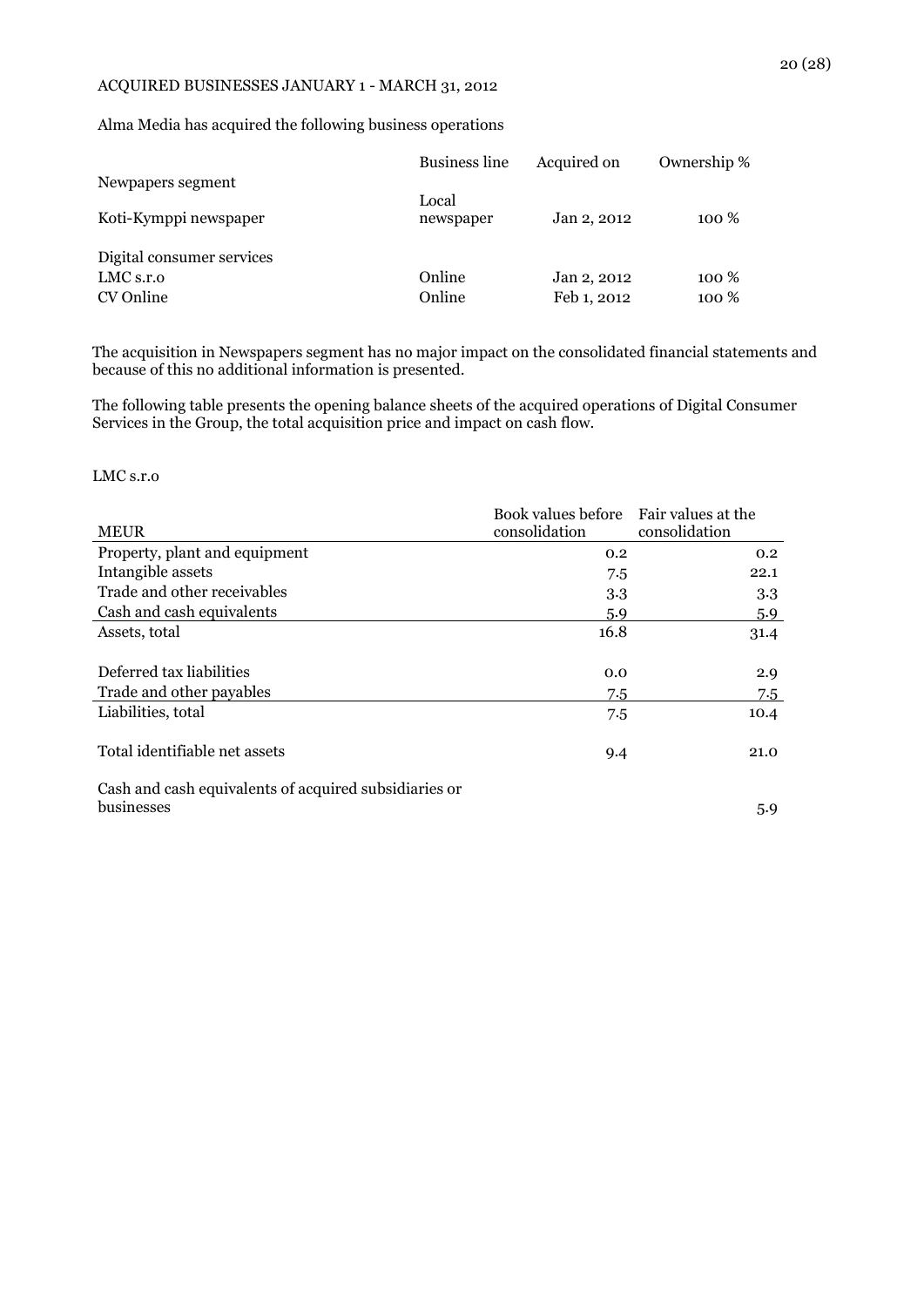## ACQUIRED BUSINESSES JANUARY 1 - MARCH 31, 2012

Alma Media has acquired the following business operations

| | Business line | Acquired on | Ownership % |
|---|---|---|---|
| Newpapers segment | | | |
| Koti-Kymppi newspaper | Local newspaper | Jan 2, 2012 | 100 % |
| | | | |
| Digital consumer services | | | |
| LMC s.r.o | Online | Jan 2, 2012 | 100 % |
| CV Online | Online | Feb 1, 2012 | 100 % |

The acquisition in Newspapers segment has no major impact on the consolidated financial statements and because of this no additional information is presented.

The following table presents the opening balance sheets of the acquired operations of Digital Consumer Services in the Group, the total acquisition price and impact on cash flow.

LMC s.r.o

| MEUR | Book values before consolidation | Fair values at the consolidation |
|---|---|---|
| Property, plant and equipment | 0.2 | 0.2 |
| Intangible assets | 7.5 | 22.1 |
| Trade and other receivables | 3.3 | 3.3 |
| Cash and cash equivalents | 5.9 | 5.9 |
| Assets, total | 16.8 | 31.4 |
| | | |
| Deferred tax liabilities | 0.0 | 2.9 |
| Trade and other payables | 7.5 | 7.5 |
| Liabilities, total | 7.5 | 10.4 |
| | | |
| Total identifiable net assets | 9.4 | 21.0 |
| | | |
| Cash and cash equivalents of acquired subsidiaries or businesses | | 5.9 |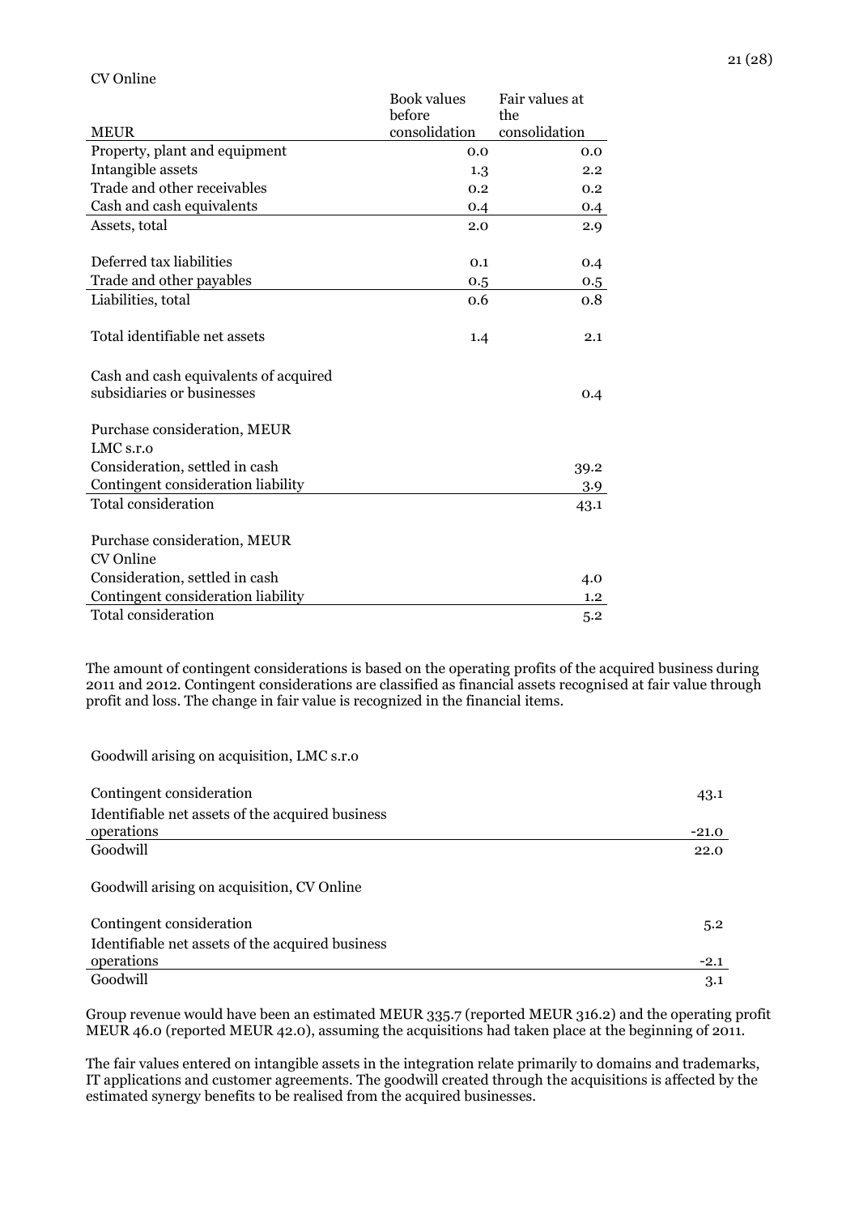CV Online

| MEUR | Book values before consolidation | Fair values at the consolidation |
|---|---|---|
| Property, plant and equipment | 0.0 | 0.0 |
| Intangible assets | 1.3 | 2.2 |
| Trade and other receivables | 0.2 | 0.2 |
| Cash and cash equivalents | 0.4 | 0.4 |
| Assets, total | 2.0 | 2.9 |
| | | |
| Deferred tax liabilities | 0.1 | 0.4 |
| Trade and other payables | 0.5 | 0.5 |
| Liabilities, total | 0.6 | 0.8 |
| | | |
| Total identifiable net assets | 1.4 | 2.1 |
| | | |
| Cash and cash equivalents of acquired subsidiaries or businesses | | 0.4 |
| | | |
| Purchase consideration, MEUR LMC s.r.o | | |
| Consideration, settled in cash | | 39.2 |
| Contingent consideration liability | | 3.9 |
| Total consideration | | 43.1 |
| | | |
| Purchase consideration, MEUR CV Online | | |
| Consideration, settled in cash | | 4.0 |
| Contingent consideration liability | | 1.2 |
| Total consideration | | 5.2 |

The amount of contingent considerations is based on the operating profits of the acquired business during 2011 and 2012. Contingent considerations are classified as financial assets recognised at fair value through profit and loss. The change in fair value is recognized in the financial items.

Goodwill arising on acquisition, LMC s.r.o

| | |
|---|---|
| Contingent consideration | 43.1 |
| Identifiable net assets of the acquired business operations | -21.0 |
| Goodwill | 22.0 |

Goodwill arising on acquisition, CV Online

| | |
|---|---|
| Contingent consideration | 5.2 |
| Identifiable net assets of the acquired business operations | -2.1 |
| Goodwill | 3.1 |

Group revenue would have been an estimated MEUR 335.7 (reported MEUR 316.2) and the operating profit MEUR 46.0 (reported MEUR 42.0), assuming the acquisitions had taken place at the beginning of 2011.

The fair values entered on intangible assets in the integration relate primarily to domains and trademarks, IT applications and customer agreements. The goodwill created through the acquisitions is affected by the estimated synergy benefits to be realised from the acquired businesses.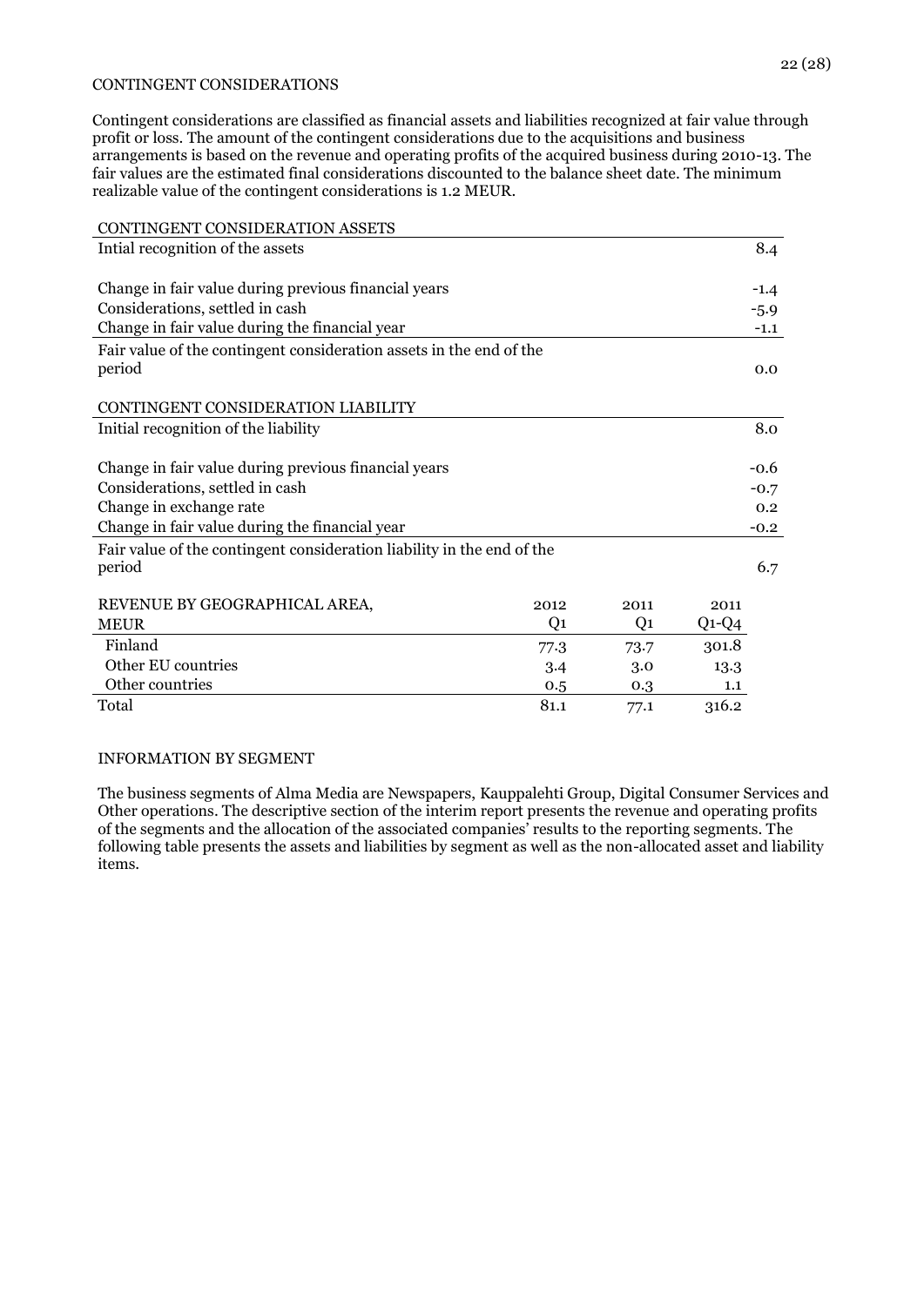CONTINGENT CONSIDERATIONS

Contingent considerations are classified as financial assets and liabilities recognized at fair value through profit or loss. The amount of the contingent considerations due to the acquisitions and business arrangements is based on the revenue and operating profits of the acquired business during 2010-13. The fair values are the estimated final considerations discounted to the balance sheet date. The minimum realizable value of the contingent considerations is 1.2 MEUR.

| CONTINGENT CONSIDERATION ASSETS | |
|---|---|
| Intial recognition of the assets | 8.4 |
| Change in fair value during previous financial years | -1.4 |
| Considerations, settled in cash | -5.9 |
| Change in fair value during the financial year | -1.1 |
| Fair value of the contingent consideration assets in the end of the period | 0.0 |

| CONTINGENT CONSIDERATION LIABILITY | |
|---|---|
| Initial recognition of the liability | 8.0 |
| Change in fair value during previous financial years | -0.6 |
| Considerations, settled in cash | -0.7 |
| Change in exchange rate | 0.2 |
| Change in fair value during the financial year | -0.2 |
| Fair value of the contingent consideration liability in the end of the period | 6.7 |

| REVENUE BY GEOGRAPHICAL AREA, MEUR | 2012 Q1 | 2011 Q1 | 2011 Q1-Q4 |
|---|---|---|---|
| Finland | 77.3 | 73.7 | 301.8 |
| Other EU countries | 3.4 | 3.0 | 13.3 |
| Other countries | 0.5 | 0.3 | 1.1 |
| Total | 81.1 | 77.1 | 316.2 |

INFORMATION BY SEGMENT

The business segments of Alma Media are Newspapers, Kauppalehti Group, Digital Consumer Services and Other operations. The descriptive section of the interim report presents the revenue and operating profits of the segments and the allocation of the associated companies' results to the reporting segments. The following table presents the assets and liabilities by segment as well as the non-allocated asset and liability items.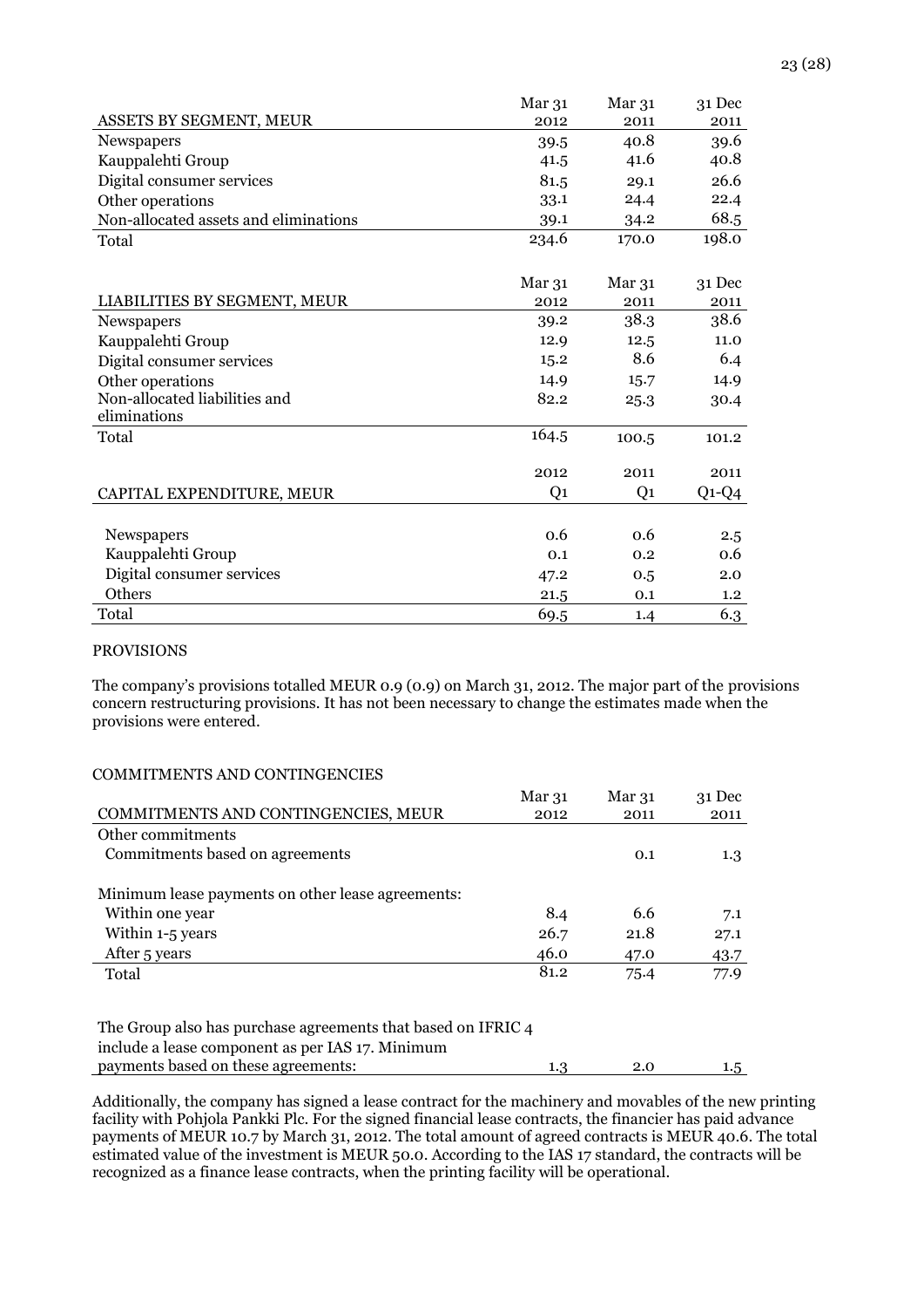| ASSETS BY SEGMENT, MEUR | Mar 31 2012 | Mar 31 2011 | 31 Dec 2011 |
|---|---|---|---|
| Newspapers | 39.5 | 40.8 | 39.6 |
| Kauppalehti Group | 41.5 | 41.6 | 40.8 |
| Digital consumer services | 81.5 | 29.1 | 26.6 |
| Other operations | 33.1 | 24.4 | 22.4 |
| Non-allocated assets and eliminations | 39.1 | 34.2 | 68.5 |
| Total | 234.6 | 170.0 | 198.0 |

| LIABILITIES BY SEGMENT, MEUR | Mar 31 2012 | Mar 31 2011 | 31 Dec 2011 |
|---|---|---|---|
| Newspapers | 39.2 | 38.3 | 38.6 |
| Kauppalehti Group | 12.9 | 12.5 | 11.0 |
| Digital consumer services | 15.2 | 8.6 | 6.4 |
| Other operations | 14.9 | 15.7 | 14.9 |
| Non-allocated liabilities and eliminations | 82.2 | 25.3 | 30.4 |
| Total | 164.5 | 100.5 | 101.2 |

| CAPITAL EXPENDITURE, MEUR | 2012 Q1 | 2011 Q1 | 2011 Q1-Q4 |
|---|---|---|---|
| Newspapers | 0.6 | 0.6 | 2.5 |
| Kauppalehti Group | 0.1 | 0.2 | 0.6 |
| Digital consumer services | 47.2 | 0.5 | 2.0 |
| Others | 21.5 | 0.1 | 1.2 |
| Total | 69.5 | 1.4 | 6.3 |

PROVISIONS

The company's provisions totalled MEUR 0.9 (0.9) on March 31, 2012. The major part of the provisions concern restructuring provisions. It has not been necessary to change the estimates made when the provisions were entered.

COMMITMENTS AND CONTINGENCIES

| COMMITMENTS AND CONTINGENCIES, MEUR | Mar 31 2012 | Mar 31 2011 | 31 Dec 2011 |
|---|---|---|---|
| Other commitments | | | |
| Commitments based on agreements | | 0.1 | 1.3 |
| | | | |
| Minimum lease payments on other lease agreements: | | | |
| Within one year | 8.4 | 6.6 | 7.1 |
| Within 1-5 years | 26.7 | 21.8 | 27.1 |
| After 5 years | 46.0 | 47.0 | 43.7 |
| Total | 81.2 | 75.4 | 77.9 |
| | | | |
| The Group also has purchase agreements that based on IFRIC 4 include a lease component as per IAS 17. Minimum payments based on these agreements: | 1.3 | 2.0 | 1.5 |

Additionally, the company has signed a lease contract for the machinery and movables of the new printing facility with Pohjola Pankki Plc. For the signed financial lease contracts, the financier has paid advance payments of MEUR 10.7 by March 31, 2012. The total amount of agreed contracts is MEUR 40.6. The total estimated value of the investment is MEUR 50.0. According to the IAS 17 standard, the contracts will be recognized as a finance lease contracts, when the printing facility will be operational.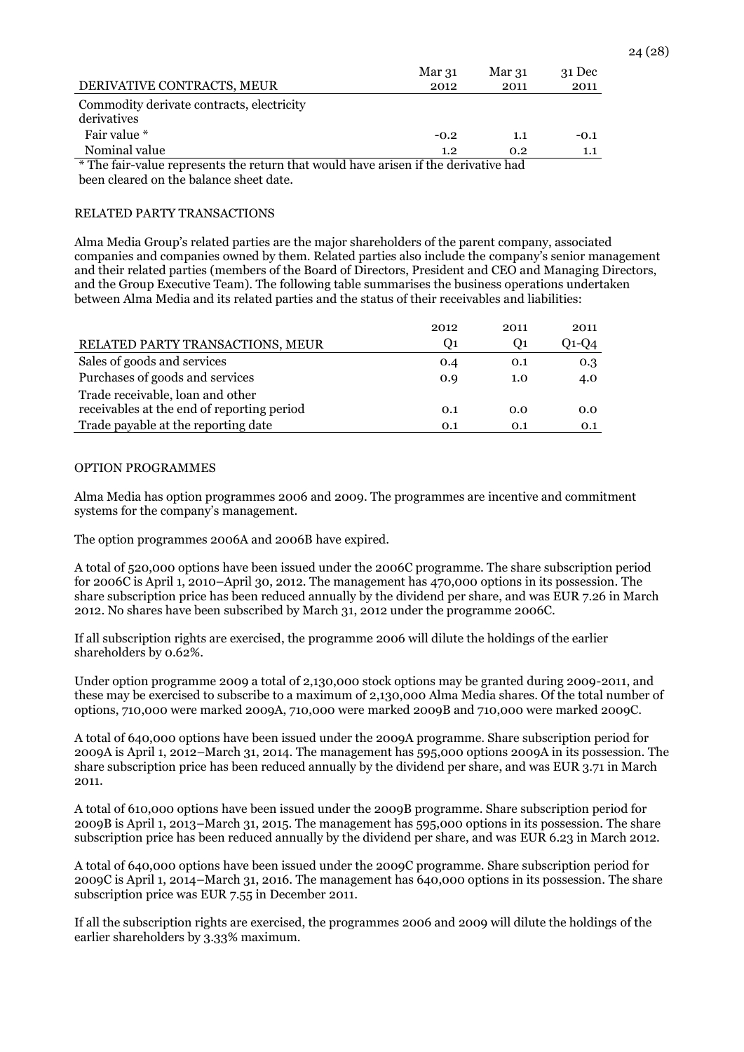| DERIVATIVE CONTRACTS, MEUR | Mar 31 2012 | Mar 31 2011 | 31 Dec 2011 |
|---|---|---|---|
| Commodity derivate contracts, electricity derivatives | | | |
| Fair value * | -0.2 | 1.1 | -0.1 |
| Nominal value | 1.2 | 0.2 | 1.1 |

* The fair-value represents the return that would have arisen if the derivative had been cleared on the balance sheet date.

## RELATED PARTY TRANSACTIONS

Alma Media Group's related parties are the major shareholders of the parent company, associated companies and companies owned by them. Related parties also include the company's senior management and their related parties (members of the Board of Directors, President and CEO and Managing Directors, and the Group Executive Team). The following table summarises the business operations undertaken between Alma Media and its related parties and the status of their receivables and liabilities:

| RELATED PARTY TRANSACTIONS, MEUR | 2012 Q1 | 2011 Q1 | 2011 Q1-Q4 |
|---|---|---|---|
| Sales of goods and services | 0.4 | 0.1 | 0.3 |
| Purchases of goods and services | 0.9 | 1.0 | 4.0 |
| Trade receivable, loan and other receivables at the end of reporting period | 0.1 | 0.0 | 0.0 |
| Trade payable at the reporting date | 0.1 | 0.1 | 0.1 |

## OPTION PROGRAMMES

Alma Media has option programmes 2006 and 2009. The programmes are incentive and commitment systems for the company's management.

The option programmes 2006A and 2006B have expired.

A total of 520,000 options have been issued under the 2006C programme. The share subscription period for 2006C is April 1, 2010–April 30, 2012. The management has 470,000 options in its possession. The share subscription price has been reduced annually by the dividend per share, and was EUR 7.26 in March 2012. No shares have been subscribed by March 31, 2012 under the programme 2006C.

If all subscription rights are exercised, the programme 2006 will dilute the holdings of the earlier shareholders by 0.62%.

Under option programme 2009 a total of 2,130,000 stock options may be granted during 2009-2011, and these may be exercised to subscribe to a maximum of 2,130,000 Alma Media shares. Of the total number of options, 710,000 were marked 2009A, 710,000 were marked 2009B and 710,000 were marked 2009C.

A total of 640,000 options have been issued under the 2009A programme. Share subscription period for 2009A is April 1, 2012–March 31, 2014. The management has 595,000 options 2009A in its possession. The share subscription price has been reduced annually by the dividend per share, and was EUR 3.71 in March 2011.

A total of 610,000 options have been issued under the 2009B programme. Share subscription period for 2009B is April 1, 2013–March 31, 2015. The management has 595,000 options in its possession. The share subscription price has been reduced annually by the dividend per share, and was EUR 6.23 in March 2012.

A total of 640,000 options have been issued under the 2009C programme. Share subscription period for 2009C is April 1, 2014–March 31, 2016. The management has 640,000 options in its possession. The share subscription price was EUR 7.55 in December 2011.

If all the subscription rights are exercised, the programmes 2006 and 2009 will dilute the holdings of the earlier shareholders by 3.33% maximum.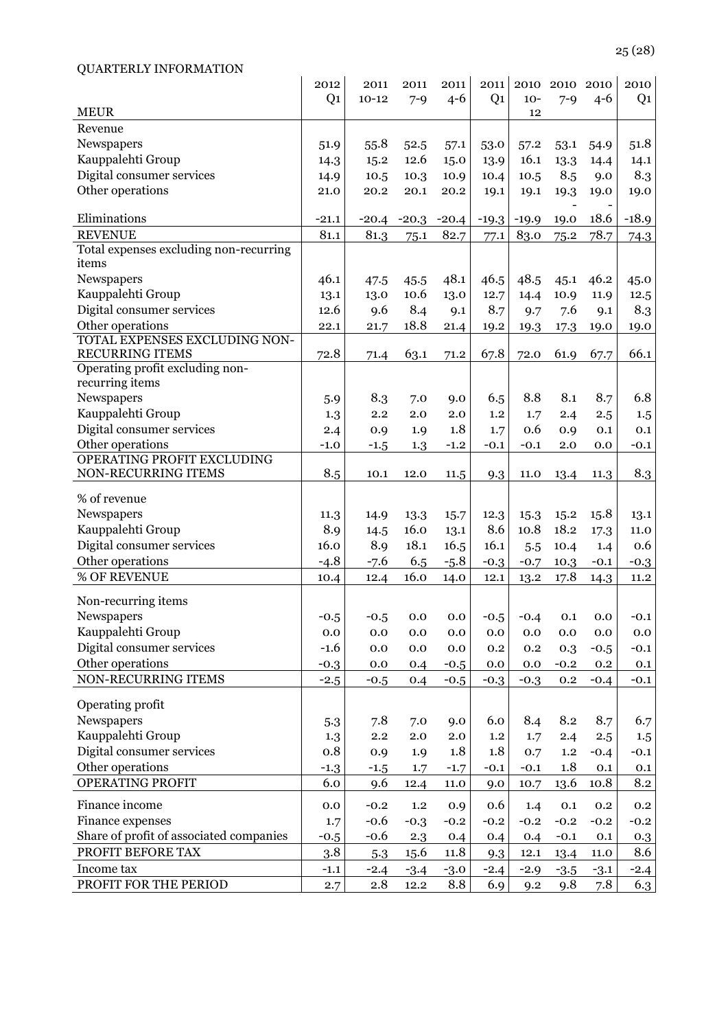QUARTERLY INFORMATION

| MEUR | 2012 Q1 | 2011 10-12 | 2011 7-9 | 2011 4-6 | 2011 Q1 | 2010 10-12 | 2010 7-9 | 2010 4-6 | 2010 Q1 |
|---|---|---|---|---|---|---|---|---|---|
| Revenue | | | | | | | | | |
| Newspapers | 51.9 | 55.8 | 52.5 | 57.1 | 53.0 | 57.2 | 53.1 | 54.9 | 51.8 |
| Kauppalehti Group | 14.3 | 15.2 | 12.6 | 15.0 | 13.9 | 16.1 | 13.3 | 14.4 | 14.1 |
| Digital consumer services | 14.9 | 10.5 | 10.3 | 10.9 | 10.4 | 10.5 | 8.5 | 9.0 | 8.3 |
| Other operations | 21.0 | 20.2 | 20.1 | 20.2 | 19.1 | 19.1 | 19.3 | 19.0 | 19.0 |
| Eliminations | -21.1 | -20.4 | -20.3 | -20.4 | -19.3 | -19.9 | -19.0 | -18.6 | -18.9 |
| REVENUE | 81.1 | 81.3 | 75.1 | 82.7 | 77.1 | 83.0 | 75.2 | 78.7 | 74.3 |
| Total expenses excluding non-recurring items | | | | | | | | | |
| Newspapers | 46.1 | 47.5 | 45.5 | 48.1 | 46.5 | 48.5 | 45.1 | 46.2 | 45.0 |
| Kauppalehti Group | 13.1 | 13.0 | 10.6 | 13.0 | 12.7 | 14.4 | 10.9 | 11.9 | 12.5 |
| Digital consumer services | 12.6 | 9.6 | 8.4 | 9.1 | 8.7 | 9.7 | 7.6 | 9.1 | 8.3 |
| Other operations | 22.1 | 21.7 | 18.8 | 21.4 | 19.2 | 19.3 | 17.3 | 19.0 | 19.0 |
| TOTAL EXPENSES EXCLUDING NON-RECURRING ITEMS | 72.8 | 71.4 | 63.1 | 71.2 | 67.8 | 72.0 | 61.9 | 67.7 | 66.1 |
| Operating profit excluding non-recurring items | | | | | | | | | |
| Newspapers | 5.9 | 8.3 | 7.0 | 9.0 | 6.5 | 8.8 | 8.1 | 8.7 | 6.8 |
| Kauppalehti Group | 1.3 | 2.2 | 2.0 | 2.0 | 1.2 | 1.7 | 2.4 | 2.5 | 1.5 |
| Digital consumer services | 2.4 | 0.9 | 1.9 | 1.8 | 1.7 | 0.6 | 0.9 | 0.1 | 0.1 |
| Other operations | -1.0 | -1.5 | 1.3 | -1.2 | -0.1 | -0.1 | 2.0 | 0.0 | -0.1 |
| OPERATING PROFIT EXCLUDING NON-RECURRING ITEMS | 8.5 | 10.1 | 12.0 | 11.5 | 9.3 | 11.0 | 13.4 | 11.3 | 8.3 |
| % of revenue | | | | | | | | | |
| Newspapers | 11.3 | 14.9 | 13.3 | 15.7 | 12.3 | 15.3 | 15.2 | 15.8 | 13.1 |
| Kauppalehti Group | 8.9 | 14.5 | 16.0 | 13.1 | 8.6 | 10.8 | 18.2 | 17.3 | 11.0 |
| Digital consumer services | 16.0 | 8.9 | 18.1 | 16.5 | 16.1 | 5.5 | 10.4 | 1.4 | 0.6 |
| Other operations | -4.8 | -7.6 | 6.5 | -5.8 | -0.3 | -0.7 | 10.3 | -0.1 | -0.3 |
| % OF REVENUE | 10.4 | 12.4 | 16.0 | 14.0 | 12.1 | 13.2 | 17.8 | 14.3 | 11.2 |
| Non-recurring items | | | | | | | | | |
| Newspapers | -0.5 | -0.5 | 0.0 | 0.0 | -0.5 | -0.4 | 0.1 | 0.0 | -0.1 |
| Kauppalehti Group | 0.0 | 0.0 | 0.0 | 0.0 | 0.0 | 0.0 | 0.0 | 0.0 | 0.0 |
| Digital consumer services | -1.6 | 0.0 | 0.0 | 0.0 | 0.2 | 0.2 | 0.3 | -0.5 | -0.1 |
| Other operations | -0.3 | 0.0 | 0.4 | -0.5 | 0.0 | 0.0 | -0.2 | 0.2 | 0.1 |
| NON-RECURRING ITEMS | -2.5 | -0.5 | 0.4 | -0.5 | -0.3 | -0.3 | 0.2 | -0.4 | -0.1 |
| Operating profit | | | | | | | | | |
| Newspapers | 5.3 | 7.8 | 7.0 | 9.0 | 6.0 | 8.4 | 8.2 | 8.7 | 6.7 |
| Kauppalehti Group | 1.3 | 2.2 | 2.0 | 2.0 | 1.2 | 1.7 | 2.4 | 2.5 | 1.5 |
| Digital consumer services | 0.8 | 0.9 | 1.9 | 1.8 | 1.8 | 0.7 | 1.2 | -0.4 | -0.1 |
| Other operations | -1.3 | -1.5 | 1.7 | -1.7 | -0.1 | -0.1 | 1.8 | 0.1 | 0.1 |
| OPERATING PROFIT | 6.0 | 9.6 | 12.4 | 11.0 | 9.0 | 10.7 | 13.6 | 10.8 | 8.2 |
| Finance income | 0.0 | -0.2 | 1.2 | 0.9 | 0.6 | 1.4 | 0.1 | 0.2 | 0.2 |
| Finance expenses | 1.7 | -0.6 | -0.3 | -0.2 | -0.2 | -0.2 | -0.2 | -0.2 | -0.2 |
| Share of profit of associated companies | -0.5 | -0.6 | 2.3 | 0.4 | 0.4 | 0.4 | -0.1 | 0.1 | 0.3 |
| PROFIT BEFORE TAX | 3.8 | 5.3 | 15.6 | 11.8 | 9.3 | 12.1 | 13.4 | 11.0 | 8.6 |
| Income tax | -1.1 | -2.4 | -3.4 | -3.0 | -2.4 | -2.9 | -3.5 | -3.1 | -2.4 |
| PROFIT FOR THE PERIOD | 2.7 | 2.8 | 12.2 | 8.8 | 6.9 | 9.2 | 9.8 | 7.8 | 6.3 |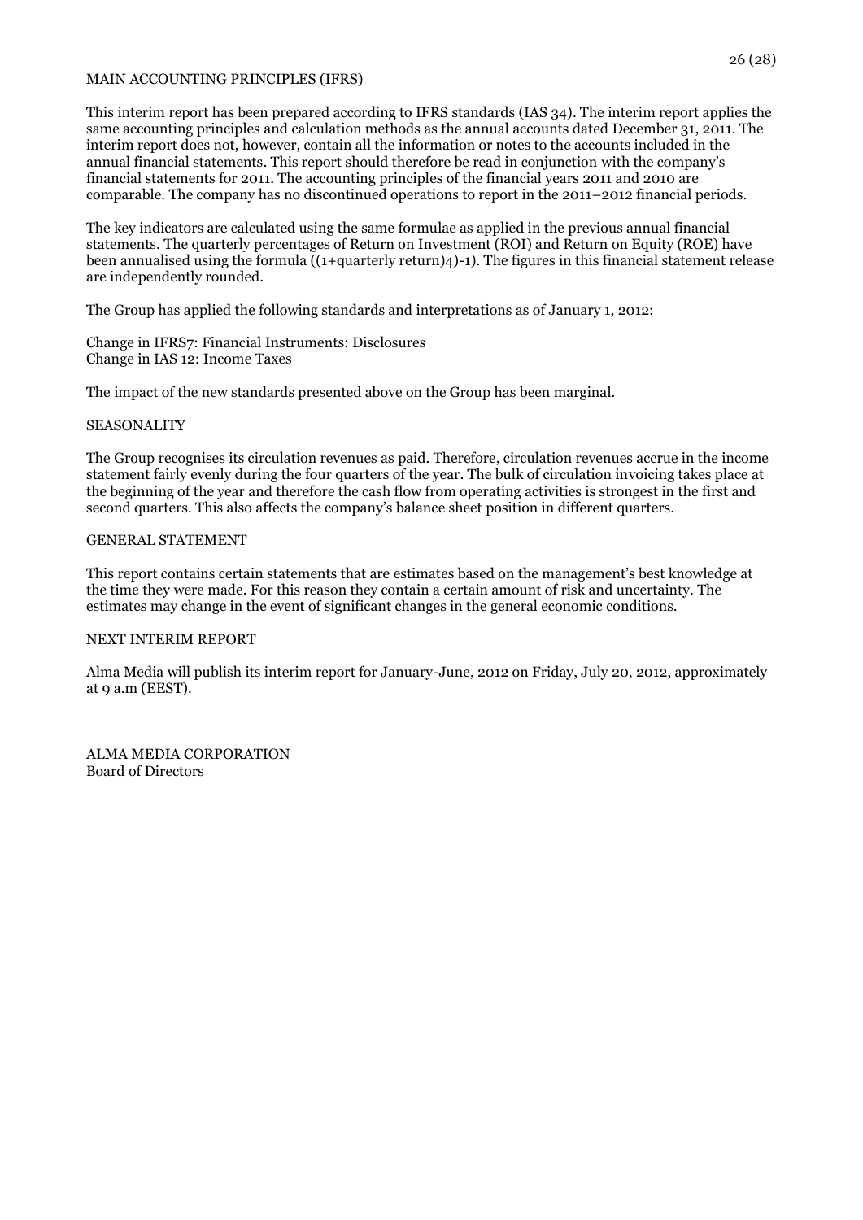## MAIN ACCOUNTING PRINCIPLES (IFRS)

This interim report has been prepared according to IFRS standards (IAS 34). The interim report applies the same accounting principles and calculation methods as the annual accounts dated December 31, 2011. The interim report does not, however, contain all the information or notes to the accounts included in the annual financial statements. This report should therefore be read in conjunction with the company's financial statements for 2011. The accounting principles of the financial years 2011 and 2010 are comparable. The company has no discontinued operations to report in the 2011–2012 financial periods.

The key indicators are calculated using the same formulae as applied in the previous annual financial statements. The quarterly percentages of Return on Investment (ROI) and Return on Equity (ROE) have been annualised using the formula ((1+quarterly return)4)-1). The figures in this financial statement release are independently rounded.

The Group has applied the following standards and interpretations as of January 1, 2012:

Change in IFRS7: Financial Instruments: Disclosures
Change in IAS 12: Income Taxes

The impact of the new standards presented above on the Group has been marginal.

## SEASONALITY

The Group recognises its circulation revenues as paid. Therefore, circulation revenues accrue in the income statement fairly evenly during the four quarters of the year. The bulk of circulation invoicing takes place at the beginning of the year and therefore the cash flow from operating activities is strongest in the first and second quarters. This also affects the company's balance sheet position in different quarters.

## GENERAL STATEMENT

This report contains certain statements that are estimates based on the management's best knowledge at the time they were made. For this reason they contain a certain amount of risk and uncertainty. The estimates may change in the event of significant changes in the general economic conditions.

## NEXT INTERIM REPORT

Alma Media will publish its interim report for January-June, 2012 on Friday, July 20, 2012, approximately at 9 a.m (EEST).

ALMA MEDIA CORPORATION
Board of Directors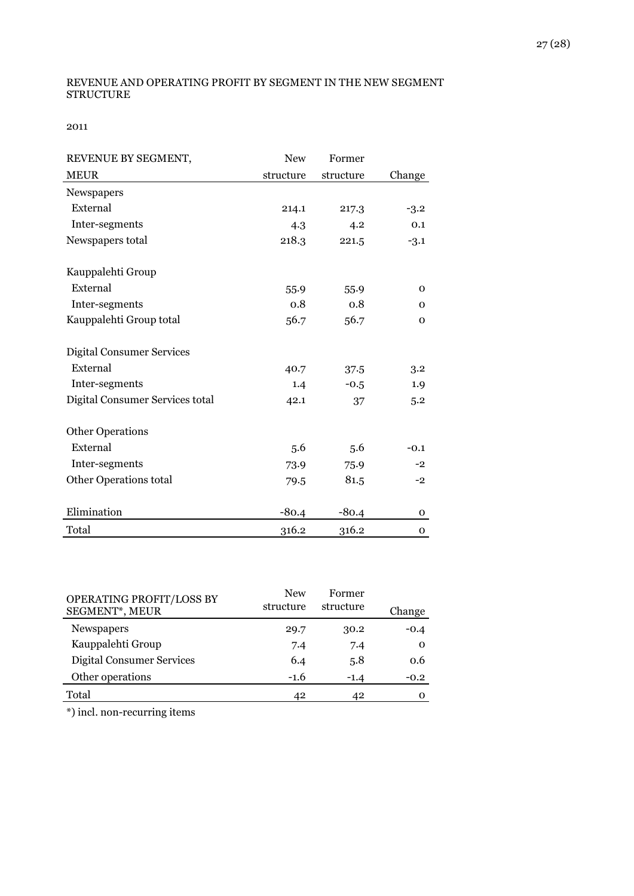REVENUE AND OPERATING PROFIT BY SEGMENT IN THE NEW SEGMENT STRUCTURE

2011

| REVENUE BY SEGMENT, MEUR | New structure | Former structure | Change |
|---|---|---|---|
| Newspapers | | | |
| External | 214.1 | 217.3 | -3.2 |
| Inter-segments | 4.3 | 4.2 | 0.1 |
| Newspapers total | 218.3 | 221.5 | -3.1 |
| | | | |
| Kauppalehti Group | | | |
| External | 55.9 | 55.9 | 0 |
| Inter-segments | 0.8 | 0.8 | 0 |
| Kauppalehti Group total | 56.7 | 56.7 | 0 |
| | | | |
| Digital Consumer Services | | | |
| External | 40.7 | 37.5 | 3.2 |
| Inter-segments | 1.4 | -0.5 | 1.9 |
| Digital Consumer Services total | 42.1 | 37 | 5.2 |
| | | | |
| Other Operations | | | |
| External | 5.6 | 5.6 | -0.1 |
| Inter-segments | 73.9 | 75.9 | -2 |
| Other Operations total | 79.5 | 81.5 | -2 |
| | | | |
| Elimination | -80.4 | -80.4 | 0 |
| Total | 316.2 | 316.2 | 0 |

| OPERATING PROFIT/LOSS BY SEGMENT*, MEUR | New structure | Former structure | Change |
|---|---|---|---|
| Newspapers | 29.7 | 30.2 | -0.4 |
| Kauppalehti Group | 7.4 | 7.4 | 0 |
| Digital Consumer Services | 6.4 | 5.8 | 0.6 |
| Other operations | -1.6 | -1.4 | -0.2 |
| Total | 42 | 42 | 0 |

*) incl. non-recurring items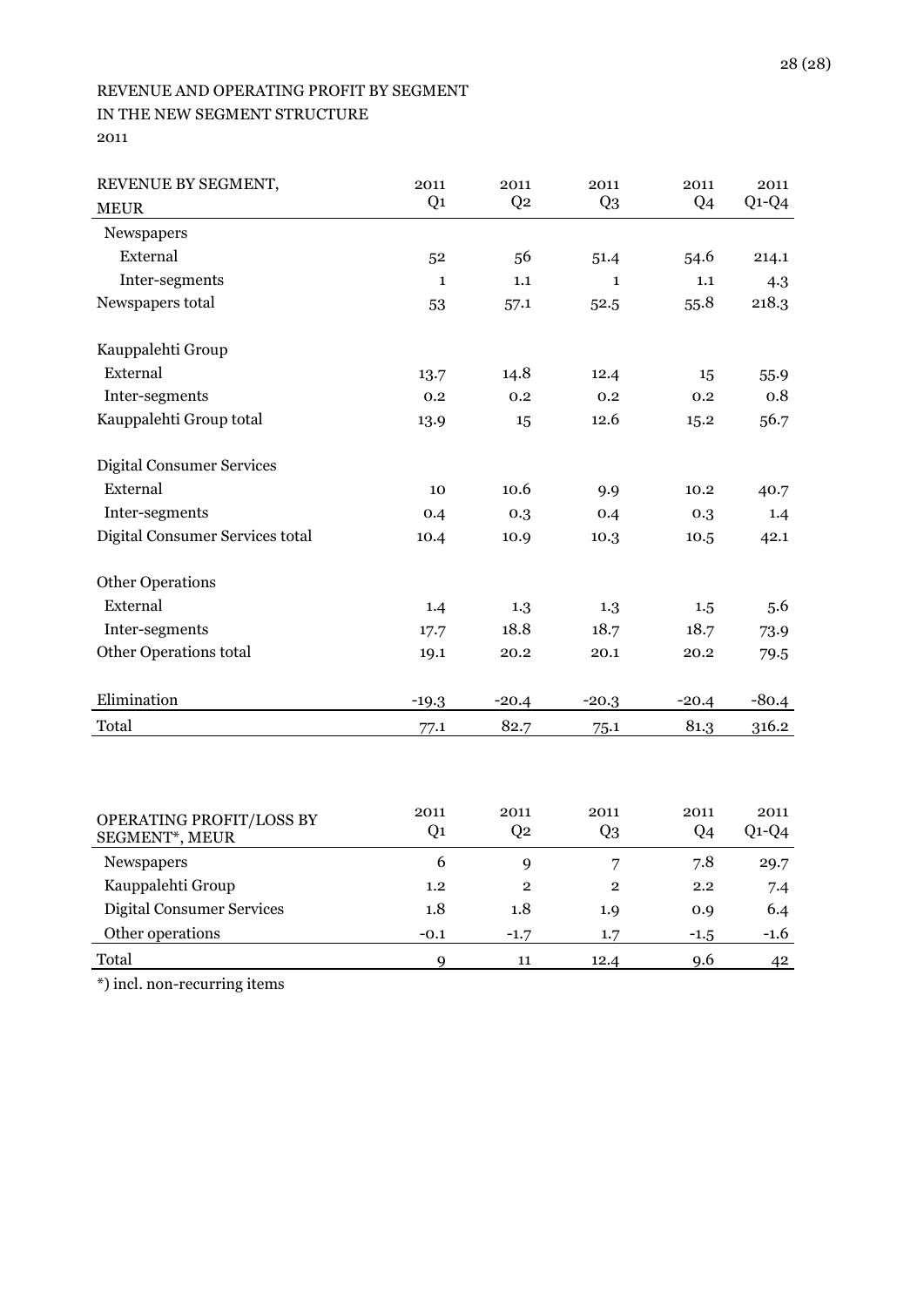REVENUE AND OPERATING PROFIT BY SEGMENT

IN THE NEW SEGMENT STRUCTURE

2011

| REVENUE BY SEGMENT, MEUR | 2011 Q1 | 2011 Q2 | 2011 Q3 | 2011 Q4 | 2011 Q1-Q4 |
|---|---|---|---|---|---|
| Newspapers | | | | | |
| External | 52 | 56 | 51.4 | 54.6 | 214.1 |
| Inter-segments | 1 | 1.1 | 1 | 1.1 | 4.3 |
| Newspapers total | 53 | 57.1 | 52.5 | 55.8 | 218.3 |
| | | | | | |
| Kauppalehti Group | | | | | |
| External | 13.7 | 14.8 | 12.4 | 15 | 55.9 |
| Inter-segments | 0.2 | 0.2 | 0.2 | 0.2 | 0.8 |
| Kauppalehti Group total | 13.9 | 15 | 12.6 | 15.2 | 56.7 |
| | | | | | |
| Digital Consumer Services | | | | | |
| External | 10 | 10.6 | 9.9 | 10.2 | 40.7 |
| Inter-segments | 0.4 | 0.3 | 0.4 | 0.3 | 1.4 |
| Digital Consumer Services total | 10.4 | 10.9 | 10.3 | 10.5 | 42.1 |
| | | | | | |
| Other Operations | | | | | |
| External | 1.4 | 1.3 | 1.3 | 1.5 | 5.6 |
| Inter-segments | 17.7 | 18.8 | 18.7 | 18.7 | 73.9 |
| Other Operations total | 19.1 | 20.2 | 20.1 | 20.2 | 79.5 |
| | | | | | |
| Elimination | -19.3 | -20.4 | -20.3 | -20.4 | -80.4 |
| Total | 77.1 | 82.7 | 75.1 | 81.3 | 316.2 |

| OPERATING PROFIT/LOSS BY SEGMENT*, MEUR | 2011 Q1 | 2011 Q2 | 2011 Q3 | 2011 Q4 | 2011 Q1-Q4 |
|---|---|---|---|---|---|
| Newspapers | 6 | 9 | 7 | 7.8 | 29.7 |
| Kauppalehti Group | 1.2 | 2 | 2 | 2.2 | 7.4 |
| Digital Consumer Services | 1.8 | 1.8 | 1.9 | 0.9 | 6.4 |
| Other operations | -0.1 | -1.7 | 1.7 | -1.5 | -1.6 |
| Total | 9 | 11 | 12.4 | 9.6 | 42 |

*) incl. non-recurring items